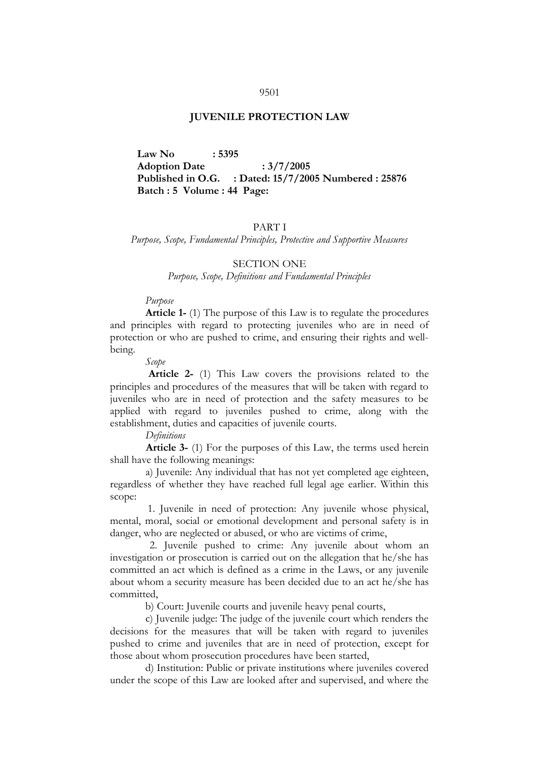# JUVENILE PROTECTION LAW

**Law No : 5395**
**Adoption Date : 3/7/2005**
**Published in O.G. : Dated: 15/7/2005 Numbered : 25876**
**Batch : 5 Volume : 44 Page:**

## PART I

*Purpose, Scope, Fundamental Principles, Protective and Supportive Measures*

### SECTION ONE

*Purpose, Scope, Definitions and Fundamental Principles*

*Purpose*

**Article 1-** (1) The purpose of this Law is to regulate the procedures and principles with regard to protecting juveniles who are in need of protection or who are pushed to crime, and ensuring their rights and well-being.

*Scope*

**Article 2-** (1) This Law covers the provisions related to the principles and procedures of the measures that will be taken with regard to juveniles who are in need of protection and the safety measures to be applied with regard to juveniles pushed to crime, along with the establishment, duties and capacities of juvenile courts.

*Definitions*

**Article 3-** (1) For the purposes of this Law, the terms used herein shall have the following meanings:

a) Juvenile: Any individual that has not yet completed age eighteen, regardless of whether they have reached full legal age earlier. Within this scope:

1. Juvenile in need of protection: Any juvenile whose physical, mental, moral, social or emotional development and personal safety is in danger, who are neglected or abused, or who are victims of crime,

2. Juvenile pushed to crime: Any juvenile about whom an investigation or prosecution is carried out on the allegation that he/she has committed an act which is defined as a crime in the Laws, or any juvenile about whom a security measure has been decided due to an act he/she has committed,

b) Court: Juvenile courts and juvenile heavy penal courts,

c) Juvenile judge: The judge of the juvenile court which renders the decisions for the measures that will be taken with regard to juveniles pushed to crime and juveniles that are in need of protection, except for those about whom prosecution procedures have been started,

d) Institution: Public or private institutions where juveniles covered under the scope of this Law are looked after and supervised, and where the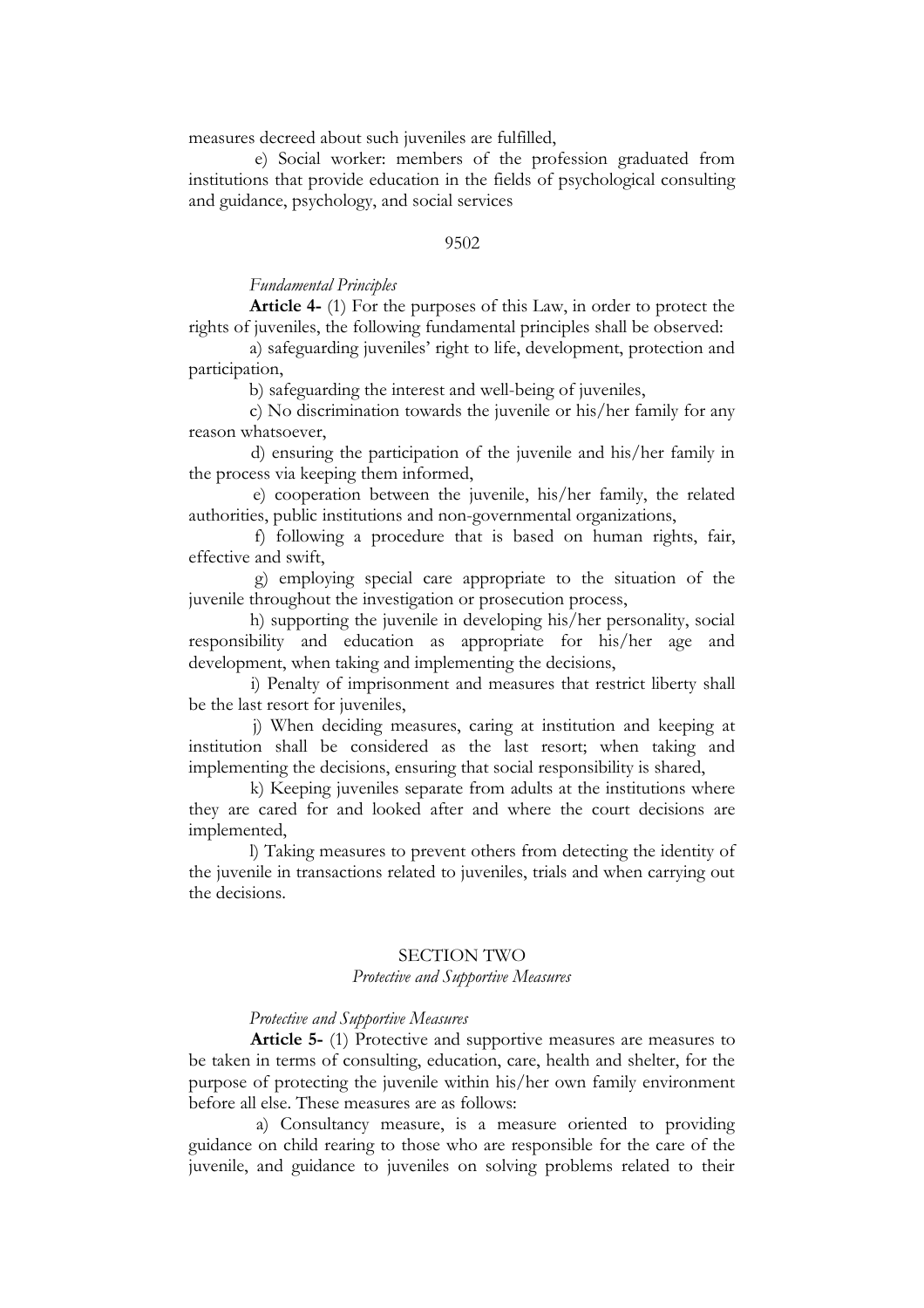measures decreed about such juveniles are fulfilled,

e) Social worker: members of the profession graduated from institutions that provide education in the fields of psychological consulting and guidance, psychology, and social services

9502

*Fundamental Principles*

**Article 4-** (1) For the purposes of this Law, in order to protect the rights of juveniles, the following fundamental principles shall be observed:

a) safeguarding juveniles' right to life, development, protection and participation,

b) safeguarding the interest and well-being of juveniles,

c) No discrimination towards the juvenile or his/her family for any reason whatsoever,

d) ensuring the participation of the juvenile and his/her family in the process via keeping them informed,

e) cooperation between the juvenile, his/her family, the related authorities, public institutions and non-governmental organizations,

f) following a procedure that is based on human rights, fair, effective and swift,

g) employing special care appropriate to the situation of the juvenile throughout the investigation or prosecution process,

h) supporting the juvenile in developing his/her personality, social responsibility and education as appropriate for his/her age and development, when taking and implementing the decisions,

i) Penalty of imprisonment and measures that restrict liberty shall be the last resort for juveniles,

j) When deciding measures, caring at institution and keeping at institution shall be considered as the last resort; when taking and implementing the decisions, ensuring that social responsibility is shared,

k) Keeping juveniles separate from adults at the institutions where they are cared for and looked after and where the court decisions are implemented,

l) Taking measures to prevent others from detecting the identity of the juvenile in transactions related to juveniles, trials and when carrying out the decisions.

## SECTION TWO
### *Protective and Supportive Measures*

*Protective and Supportive Measures*

**Article 5-** (1) Protective and supportive measures are measures to be taken in terms of consulting, education, care, health and shelter, for the purpose of protecting the juvenile within his/her own family environment before all else. These measures are as follows:

a) Consultancy measure, is a measure oriented to providing guidance on child rearing to those who are responsible for the care of the juvenile, and guidance to juveniles on solving problems related to their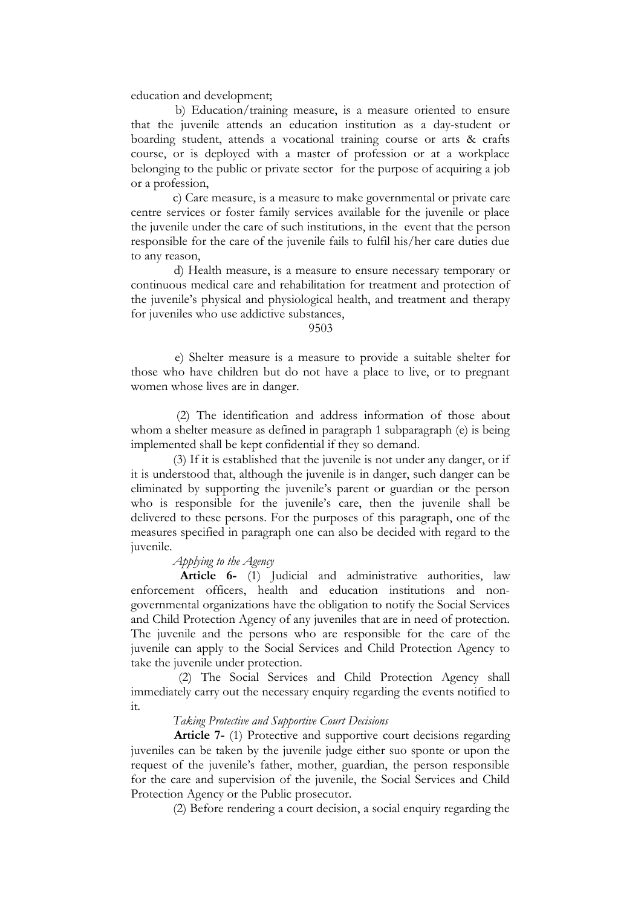education and development;

b) Education/training measure, is a measure oriented to ensure that the juvenile attends an education institution as a day-student or boarding student, attends a vocational training course or arts & crafts course, or is deployed with a master of profession or at a workplace belonging to the public or private sector for the purpose of acquiring a job or a profession,

c) Care measure, is a measure to make governmental or private care centre services or foster family services available for the juvenile or place the juvenile under the care of such institutions, in the event that the person responsible for the care of the juvenile fails to fulfil his/her care duties due to any reason,

d) Health measure, is a measure to ensure necessary temporary or continuous medical care and rehabilitation for treatment and protection of the juvenile's physical and physiological health, and treatment and therapy for juveniles who use addictive substances,

e) Shelter measure is a measure to provide a suitable shelter for those who have children but do not have a place to live, or to pregnant women whose lives are in danger.

(2) The identification and address information of those about whom a shelter measure as defined in paragraph 1 subparagraph (e) is being implemented shall be kept confidential if they so demand.

(3) If it is established that the juvenile is not under any danger, or if it is understood that, although the juvenile is in danger, such danger can be eliminated by supporting the juvenile's parent or guardian or the person who is responsible for the juvenile's care, then the juvenile shall be delivered to these persons. For the purposes of this paragraph, one of the measures specified in paragraph one can also be decided with regard to the juvenile.

*Applying to the Agency*

**Article 6-** (1) Judicial and administrative authorities, law enforcement officers, health and education institutions and non-governmental organizations have the obligation to notify the Social Services and Child Protection Agency of any juveniles that are in need of protection. The juvenile and the persons who are responsible for the care of the juvenile can apply to the Social Services and Child Protection Agency to take the juvenile under protection.

(2) The Social Services and Child Protection Agency shall immediately carry out the necessary enquiry regarding the events notified to it.

*Taking Protective and Supportive Court Decisions*

**Article 7-** (1) Protective and supportive court decisions regarding juveniles can be taken by the juvenile judge either suo sponte or upon the request of the juvenile's father, mother, guardian, the person responsible for the care and supervision of the juvenile, the Social Services and Child Protection Agency or the Public prosecutor.

(2) Before rendering a court decision, a social enquiry regarding the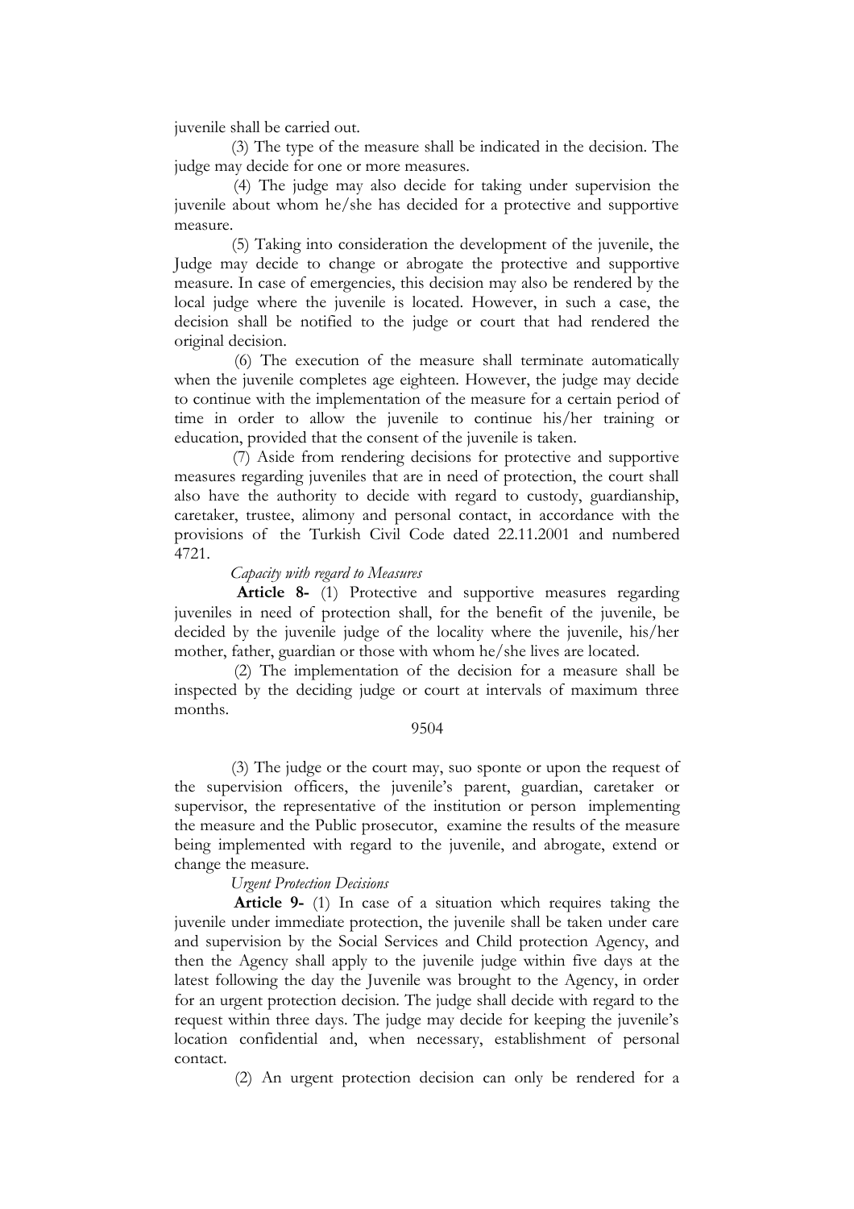juvenile shall be carried out.

(3) The type of the measure shall be indicated in the decision. The judge may decide for one or more measures.

(4) The judge may also decide for taking under supervision the juvenile about whom he/she has decided for a protective and supportive measure.

(5) Taking into consideration the development of the juvenile, the Judge may decide to change or abrogate the protective and supportive measure. In case of emergencies, this decision may also be rendered by the local judge where the juvenile is located. However, in such a case, the decision shall be notified to the judge or court that had rendered the original decision.

(6) The execution of the measure shall terminate automatically when the juvenile completes age eighteen. However, the judge may decide to continue with the implementation of the measure for a certain period of time in order to allow the juvenile to continue his/her training or education, provided that the consent of the juvenile is taken.

(7) Aside from rendering decisions for protective and supportive measures regarding juveniles that are in need of protection, the court shall also have the authority to decide with regard to custody, guardianship, caretaker, trustee, alimony and personal contact, in accordance with the provisions of the Turkish Civil Code dated 22.11.2001 and numbered 4721.

*Capacity with regard to Measures*

**Article 8-** (1) Protective and supportive measures regarding juveniles in need of protection shall, for the benefit of the juvenile, be decided by the juvenile judge of the locality where the juvenile, his/her mother, father, guardian or those with whom he/she lives are located.

(2) The implementation of the decision for a measure shall be inspected by the deciding judge or court at intervals of maximum three months.

9504

(3) The judge or the court may, suo sponte or upon the request of the supervision officers, the juvenile's parent, guardian, caretaker or supervisor, the representative of the institution or person implementing the measure and the Public prosecutor, examine the results of the measure being implemented with regard to the juvenile, and abrogate, extend or change the measure.

*Urgent Protection Decisions*

**Article 9-** (1) In case of a situation which requires taking the juvenile under immediate protection, the juvenile shall be taken under care and supervision by the Social Services and Child protection Agency, and then the Agency shall apply to the juvenile judge within five days at the latest following the day the Juvenile was brought to the Agency, in order for an urgent protection decision. The judge shall decide with regard to the request within three days. The judge may decide for keeping the juvenile's location confidential and, when necessary, establishment of personal contact.

(2) An urgent protection decision can only be rendered for a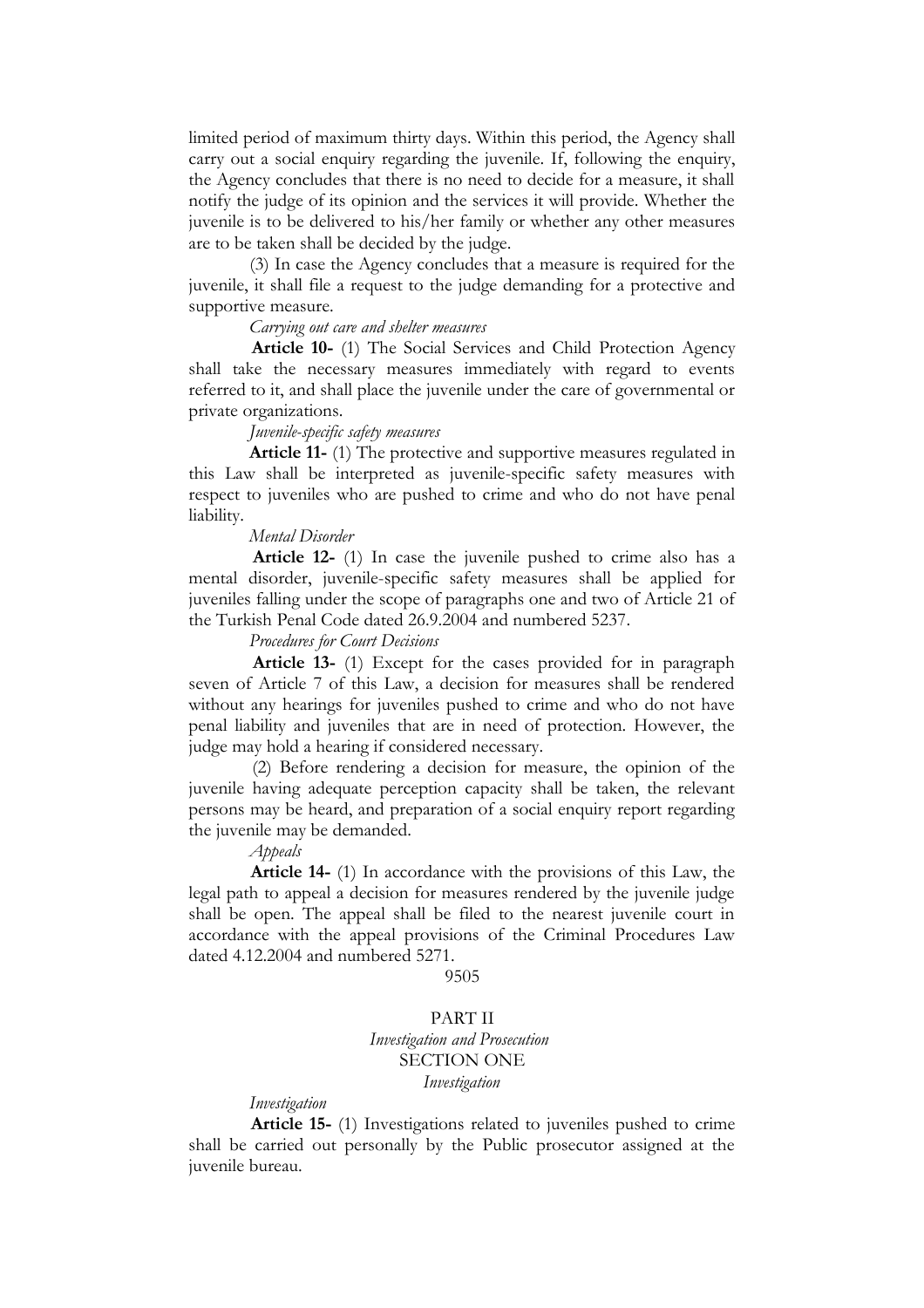limited period of maximum thirty days. Within this period, the Agency shall carry out a social enquiry regarding the juvenile. If, following the enquiry, the Agency concludes that there is no need to decide for a measure, it shall notify the judge of its opinion and the services it will provide. Whether the juvenile is to be delivered to his/her family or whether any other measures are to be taken shall be decided by the judge.

(3) In case the Agency concludes that a measure is required for the juvenile, it shall file a request to the judge demanding for a protective and supportive measure.

*Carrying out care and shelter measures*

**Article 10-** (1) The Social Services and Child Protection Agency shall take the necessary measures immediately with regard to events referred to it, and shall place the juvenile under the care of governmental or private organizations.

*Juvenile-specific safety measures*

**Article 11-** (1) The protective and supportive measures regulated in this Law shall be interpreted as juvenile-specific safety measures with respect to juveniles who are pushed to crime and who do not have penal liability.

*Mental Disorder*

**Article 12-** (1) In case the juvenile pushed to crime also has a mental disorder, juvenile-specific safety measures shall be applied for juveniles falling under the scope of paragraphs one and two of Article 21 of the Turkish Penal Code dated 26.9.2004 and numbered 5237.

*Procedures for Court Decisions*

**Article 13-** (1) Except for the cases provided for in paragraph seven of Article 7 of this Law, a decision for measures shall be rendered without any hearings for juveniles pushed to crime and who do not have penal liability and juveniles that are in need of protection. However, the judge may hold a hearing if considered necessary.

(2) Before rendering a decision for measure, the opinion of the juvenile having adequate perception capacity shall be taken, the relevant persons may be heard, and preparation of a social enquiry report regarding the juvenile may be demanded.

*Appeals*

**Article 14-** (1) In accordance with the provisions of this Law, the legal path to appeal a decision for measures rendered by the juvenile judge shall be open. The appeal shall be filed to the nearest juvenile court in accordance with the appeal provisions of the Criminal Procedures Law dated 4.12.2004 and numbered 5271.

9505

## PART II
### *Investigation and Prosecution*
### SECTION ONE
#### *Investigation*

*Investigation*

**Article 15-** (1) Investigations related to juveniles pushed to crime shall be carried out personally by the Public prosecutor assigned at the juvenile bureau.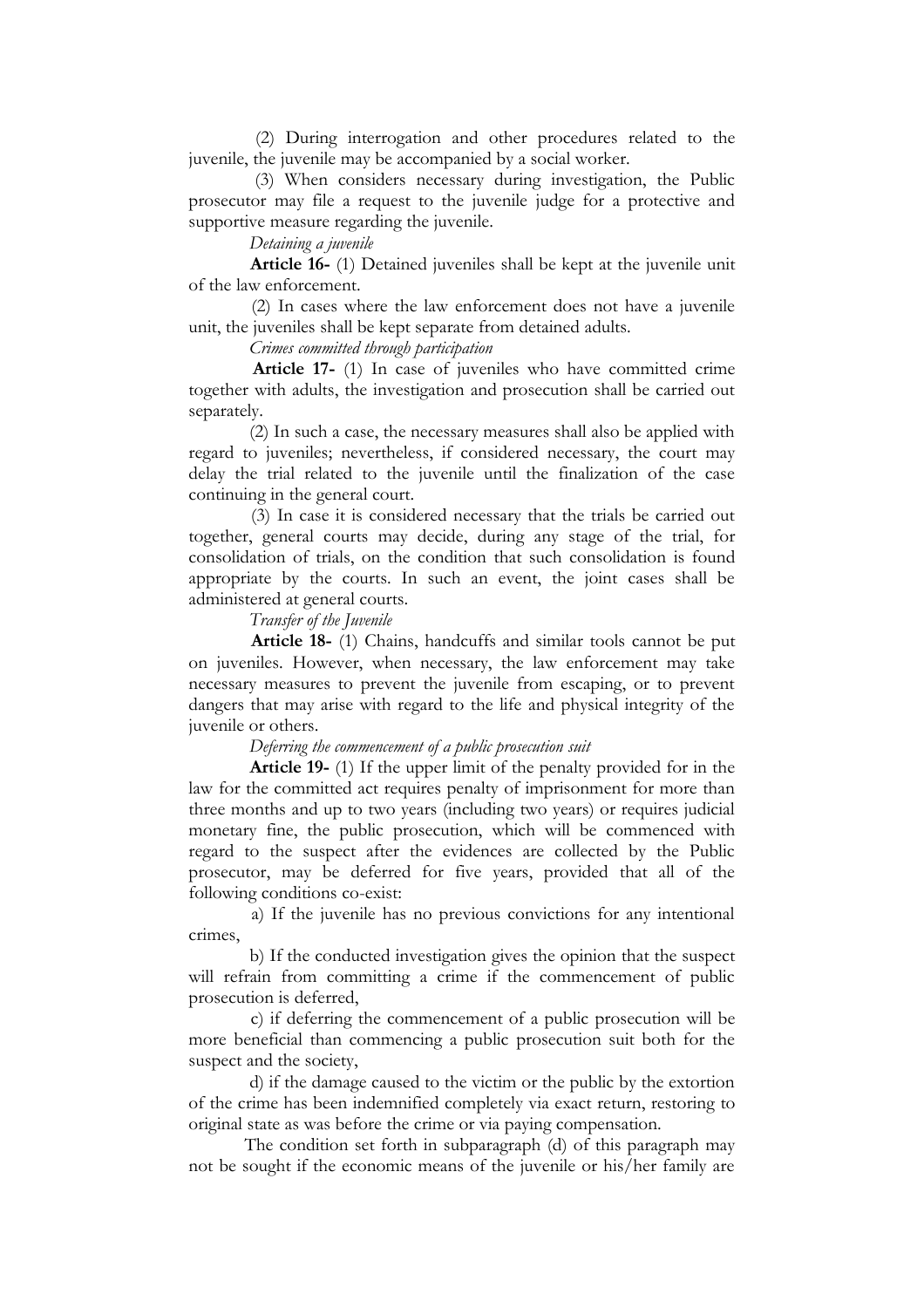(2) During interrogation and other procedures related to the juvenile, the juvenile may be accompanied by a social worker.

(3) When considers necessary during investigation, the Public prosecutor may file a request to the juvenile judge for a protective and supportive measure regarding the juvenile.

*Detaining a juvenile*

**Article 16-** (1) Detained juveniles shall be kept at the juvenile unit of the law enforcement.

(2) In cases where the law enforcement does not have a juvenile unit, the juveniles shall be kept separate from detained adults.

*Crimes committed through participation*

**Article 17-** (1) In case of juveniles who have committed crime together with adults, the investigation and prosecution shall be carried out separately.

(2) In such a case, the necessary measures shall also be applied with regard to juveniles; nevertheless, if considered necessary, the court may delay the trial related to the juvenile until the finalization of the case continuing in the general court.

(3) In case it is considered necessary that the trials be carried out together, general courts may decide, during any stage of the trial, for consolidation of trials, on the condition that such consolidation is found appropriate by the courts. In such an event, the joint cases shall be administered at general courts.

*Transfer of the Juvenile*

**Article 18-** (1) Chains, handcuffs and similar tools cannot be put on juveniles. However, when necessary, the law enforcement may take necessary measures to prevent the juvenile from escaping, or to prevent dangers that may arise with regard to the life and physical integrity of the juvenile or others.

*Deferring the commencement of a public prosecution suit*

**Article 19-** (1) If the upper limit of the penalty provided for in the law for the committed act requires penalty of imprisonment for more than three months and up to two years (including two years) or requires judicial monetary fine, the public prosecution, which will be commenced with regard to the suspect after the evidences are collected by the Public prosecutor, may be deferred for five years, provided that all of the following conditions co-exist:

a) If the juvenile has no previous convictions for any intentional crimes,

b) If the conducted investigation gives the opinion that the suspect will refrain from committing a crime if the commencement of public prosecution is deferred,

c) if deferring the commencement of a public prosecution will be more beneficial than commencing a public prosecution suit both for the suspect and the society,

d) if the damage caused to the victim or the public by the extortion of the crime has been indemnified completely via exact return, restoring to original state as was before the crime or via paying compensation.

The condition set forth in subparagraph (d) of this paragraph may not be sought if the economic means of the juvenile or his/her family are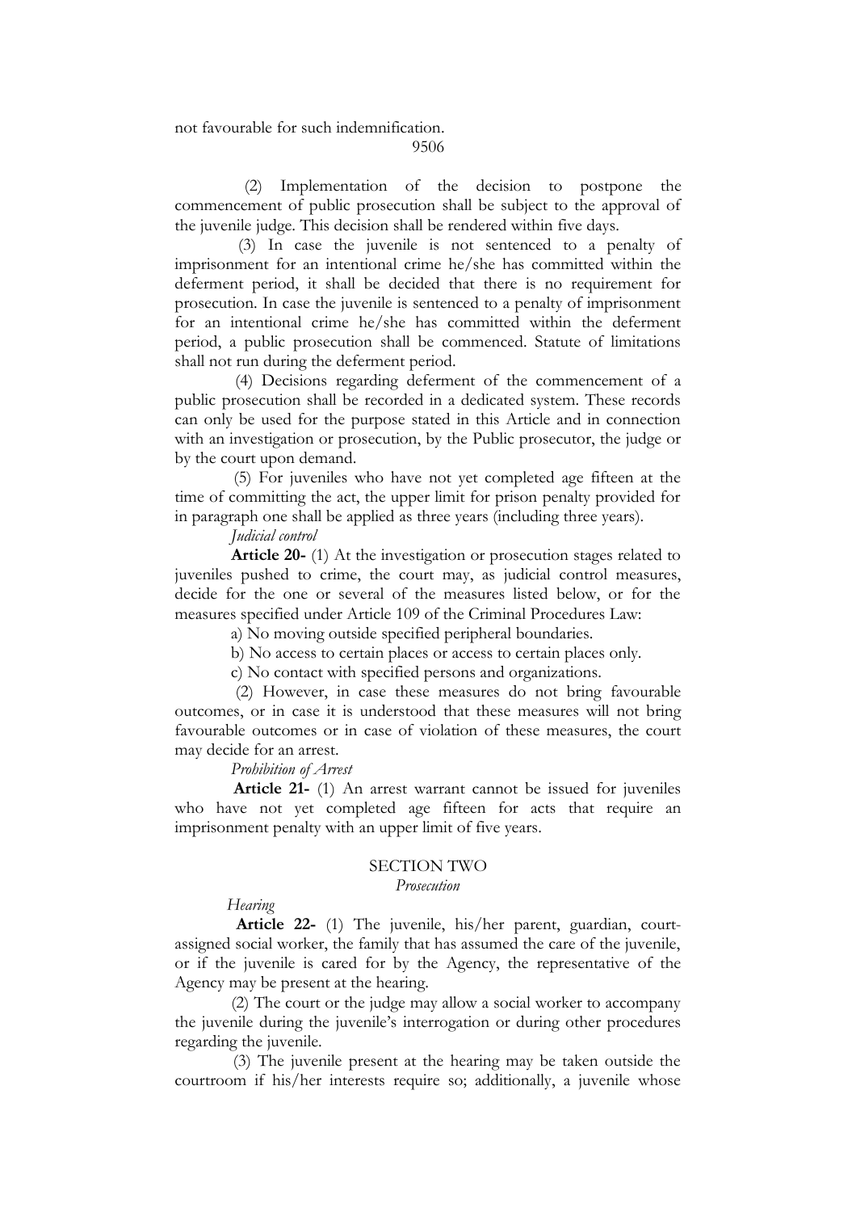not favourable for such indemnification.

9506

(2) Implementation of the decision to postpone the commencement of public prosecution shall be subject to the approval of the juvenile judge. This decision shall be rendered within five days.

(3) In case the juvenile is not sentenced to a penalty of imprisonment for an intentional crime he/she has committed within the deferment period, it shall be decided that there is no requirement for prosecution. In case the juvenile is sentenced to a penalty of imprisonment for an intentional crime he/she has committed within the deferment period, a public prosecution shall be commenced. Statute of limitations shall not run during the deferment period.

(4) Decisions regarding deferment of the commencement of a public prosecution shall be recorded in a dedicated system. These records can only be used for the purpose stated in this Article and in connection with an investigation or prosecution, by the Public prosecutor, the judge or by the court upon demand.

(5) For juveniles who have not yet completed age fifteen at the time of committing the act, the upper limit for prison penalty provided for in paragraph one shall be applied as three years (including three years).

*Judicial control*

**Article 20-** (1) At the investigation or prosecution stages related to juveniles pushed to crime, the court may, as judicial control measures, decide for the one or several of the measures listed below, or for the measures specified under Article 109 of the Criminal Procedures Law:

a) No moving outside specified peripheral boundaries.

b) No access to certain places or access to certain places only.

c) No contact with specified persons and organizations.

(2) However, in case these measures do not bring favourable outcomes, or in case it is understood that these measures will not bring favourable outcomes or in case of violation of these measures, the court may decide for an arrest.

*Prohibition of Arrest*

**Article 21-** (1) An arrest warrant cannot be issued for juveniles who have not yet completed age fifteen for acts that require an imprisonment penalty with an upper limit of five years.

## SECTION TWO

### *Prosecution*

*Hearing*

**Article 22-** (1) The juvenile, his/her parent, guardian, court-assigned social worker, the family that has assumed the care of the juvenile, or if the juvenile is cared for by the Agency, the representative of the Agency may be present at the hearing.

(2) The court or the judge may allow a social worker to accompany the juvenile during the juvenile's interrogation or during other procedures regarding the juvenile.

(3) The juvenile present at the hearing may be taken outside the courtroom if his/her interests require so; additionally, a juvenile whose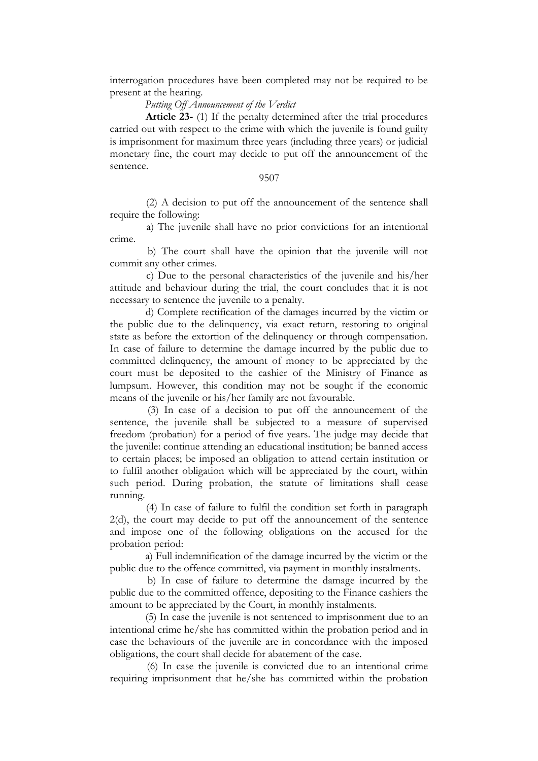interrogation procedures have been completed may not be required to be present at the hearing.

*Putting Off Announcement of the Verdict*

**Article 23-** (1) If the penalty determined after the trial procedures carried out with respect to the crime with which the juvenile is found guilty is imprisonment for maximum three years (including three years) or judicial monetary fine, the court may decide to put off the announcement of the sentence.

(2) A decision to put off the announcement of the sentence shall require the following:

a) The juvenile shall have no prior convictions for an intentional crime.

b) The court shall have the opinion that the juvenile will not commit any other crimes.

c) Due to the personal characteristics of the juvenile and his/her attitude and behaviour during the trial, the court concludes that it is not necessary to sentence the juvenile to a penalty.

d) Complete rectification of the damages incurred by the victim or the public due to the delinquency, via exact return, restoring to original state as before the extortion of the delinquency or through compensation. In case of failure to determine the damage incurred by the public due to committed delinquency, the amount of money to be appreciated by the court must be deposited to the cashier of the Ministry of Finance as lumpsum. However, this condition may not be sought if the economic means of the juvenile or his/her family are not favourable.

(3) In case of a decision to put off the announcement of the sentence, the juvenile shall be subjected to a measure of supervised freedom (probation) for a period of five years. The judge may decide that the juvenile: continue attending an educational institution; be banned access to certain places; be imposed an obligation to attend certain institution or to fulfil another obligation which will be appreciated by the court, within such period. During probation, the statute of limitations shall cease running.

(4) In case of failure to fulfil the condition set forth in paragraph 2(d), the court may decide to put off the announcement of the sentence and impose one of the following obligations on the accused for the probation period:

a) Full indemnification of the damage incurred by the victim or the public due to the offence committed, via payment in monthly instalments.

b) In case of failure to determine the damage incurred by the public due to the committed offence, depositing to the Finance cashiers the amount to be appreciated by the Court, in monthly instalments.

(5) In case the juvenile is not sentenced to imprisonment due to an intentional crime he/she has committed within the probation period and in case the behaviours of the juvenile are in concordance with the imposed obligations, the court shall decide for abatement of the case.

(6) In case the juvenile is convicted due to an intentional crime requiring imprisonment that he/she has committed within the probation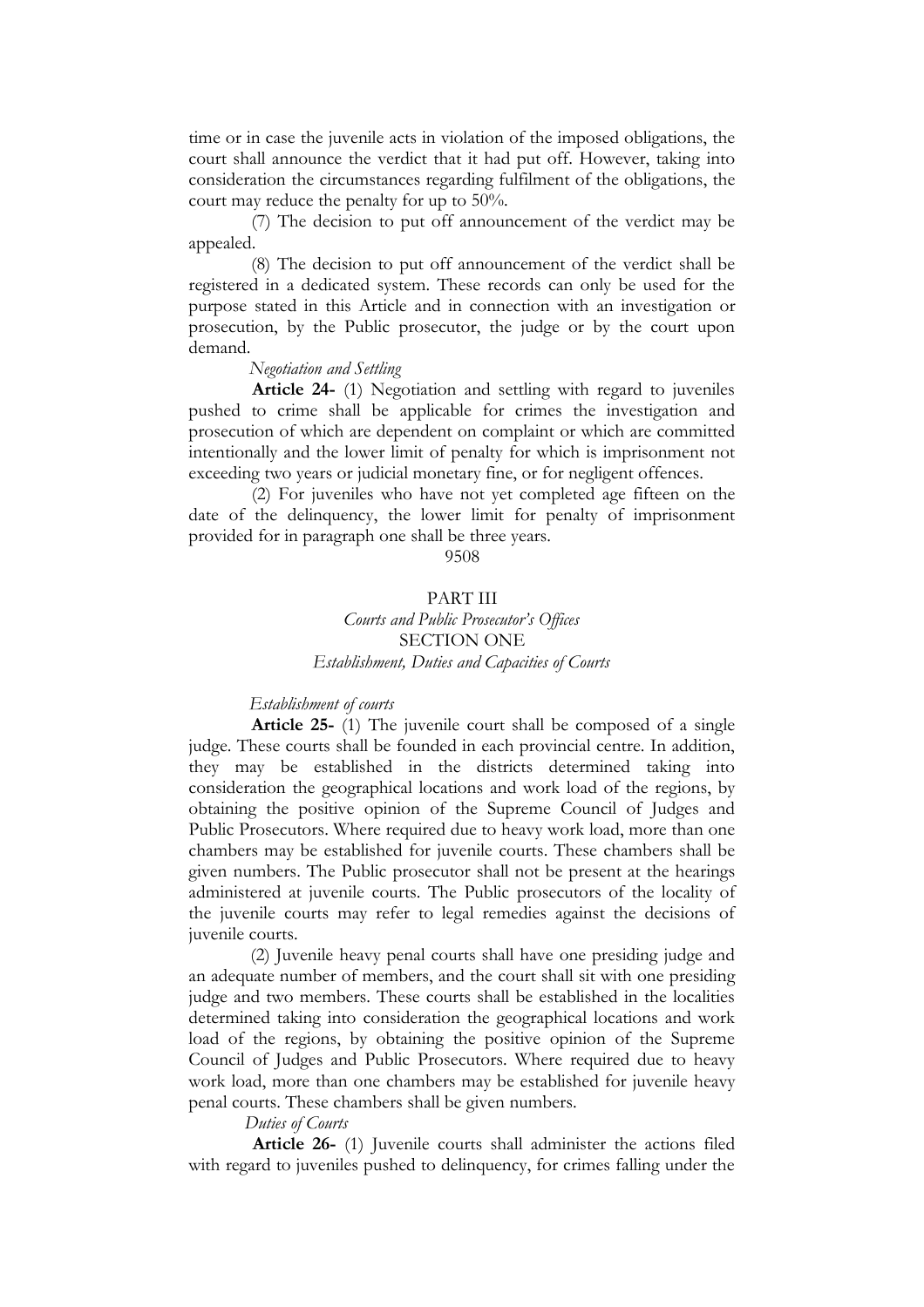time or in case the juvenile acts in violation of the imposed obligations, the court shall announce the verdict that it had put off. However, taking into consideration the circumstances regarding fulfilment of the obligations, the court may reduce the penalty for up to 50%.

(7) The decision to put off announcement of the verdict may be appealed.

(8) The decision to put off announcement of the verdict shall be registered in a dedicated system. These records can only be used for the purpose stated in this Article and in connection with an investigation or prosecution, by the Public prosecutor, the judge or by the court upon demand.

*Negotiation and Settling*

**Article 24-** (1) Negotiation and settling with regard to juveniles pushed to crime shall be applicable for crimes the investigation and prosecution of which are dependent on complaint or which are committed intentionally and the lower limit of penalty for which is imprisonment not exceeding two years or judicial monetary fine, or for negligent offences.

(2) For juveniles who have not yet completed age fifteen on the date of the delinquency, the lower limit for penalty of imprisonment provided for in paragraph one shall be three years.

9508

## PART III

### *Courts and Public Prosecutor's Offices*

### SECTION ONE

### *Establishment, Duties and Capacities of Courts*

*Establishment of courts*

**Article 25-** (1) The juvenile court shall be composed of a single judge. These courts shall be founded in each provincial centre. In addition, they may be established in the districts determined taking into consideration the geographical locations and work load of the regions, by obtaining the positive opinion of the Supreme Council of Judges and Public Prosecutors. Where required due to heavy work load, more than one chambers may be established for juvenile courts. These chambers shall be given numbers. The Public prosecutor shall not be present at the hearings administered at juvenile courts. The Public prosecutors of the locality of the juvenile courts may refer to legal remedies against the decisions of juvenile courts.

(2) Juvenile heavy penal courts shall have one presiding judge and an adequate number of members, and the court shall sit with one presiding judge and two members. These courts shall be established in the localities determined taking into consideration the geographical locations and work load of the regions, by obtaining the positive opinion of the Supreme Council of Judges and Public Prosecutors. Where required due to heavy work load, more than one chambers may be established for juvenile heavy penal courts. These chambers shall be given numbers.

*Duties of Courts*

**Article 26-** (1) Juvenile courts shall administer the actions filed with regard to juveniles pushed to delinquency, for crimes falling under the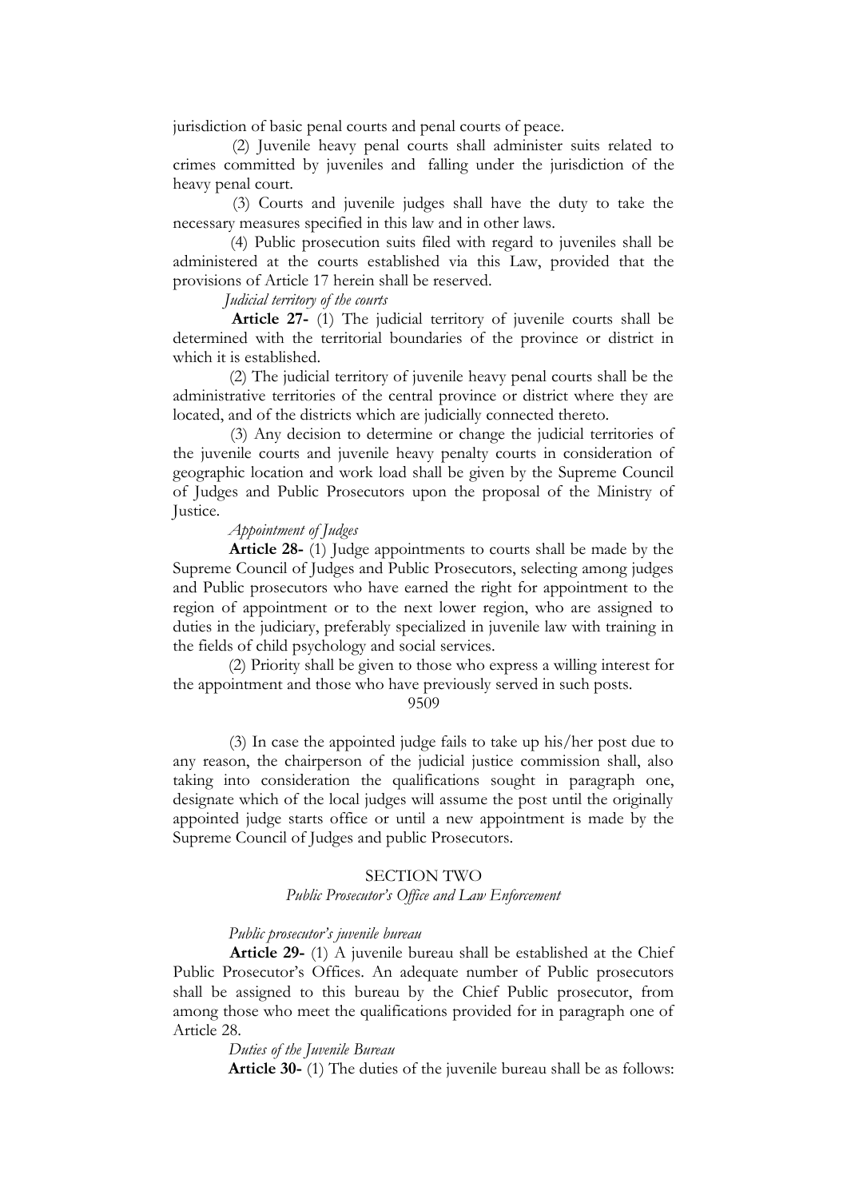jurisdiction of basic penal courts and penal courts of peace.

(2) Juvenile heavy penal courts shall administer suits related to crimes committed by juveniles and falling under the jurisdiction of the heavy penal court.

(3) Courts and juvenile judges shall have the duty to take the necessary measures specified in this law and in other laws.

(4) Public prosecution suits filed with regard to juveniles shall be administered at the courts established via this Law, provided that the provisions of Article 17 herein shall be reserved.

*Judicial territory of the courts*

**Article 27-** (1) The judicial territory of juvenile courts shall be determined with the territorial boundaries of the province or district in which it is established.

(2) The judicial territory of juvenile heavy penal courts shall be the administrative territories of the central province or district where they are located, and of the districts which are judicially connected thereto.

(3) Any decision to determine or change the judicial territories of the juvenile courts and juvenile heavy penalty courts in consideration of geographic location and work load shall be given by the Supreme Council of Judges and Public Prosecutors upon the proposal of the Ministry of Justice.

*Appointment of Judges*

**Article 28-** (1) Judge appointments to courts shall be made by the Supreme Council of Judges and Public Prosecutors, selecting among judges and Public prosecutors who have earned the right for appointment to the region of appointment or to the next lower region, who are assigned to duties in the judiciary, preferably specialized in juvenile law with training in the fields of child psychology and social services.

(2) Priority shall be given to those who express a willing interest for the appointment and those who have previously served in such posts.

9509

(3) In case the appointed judge fails to take up his/her post due to any reason, the chairperson of the judicial justice commission shall, also taking into consideration the qualifications sought in paragraph one, designate which of the local judges will assume the post until the originally appointed judge starts office or until a new appointment is made by the Supreme Council of Judges and public Prosecutors.

## SECTION TWO

### *Public Prosecutor's Office and Law Enforcement*

*Public prosecutor's juvenile bureau*

**Article 29-** (1) A juvenile bureau shall be established at the Chief Public Prosecutor's Offices. An adequate number of Public prosecutors shall be assigned to this bureau by the Chief Public prosecutor, from among those who meet the qualifications provided for in paragraph one of Article 28.

*Duties of the Juvenile Bureau*

**Article 30-** (1) The duties of the juvenile bureau shall be as follows: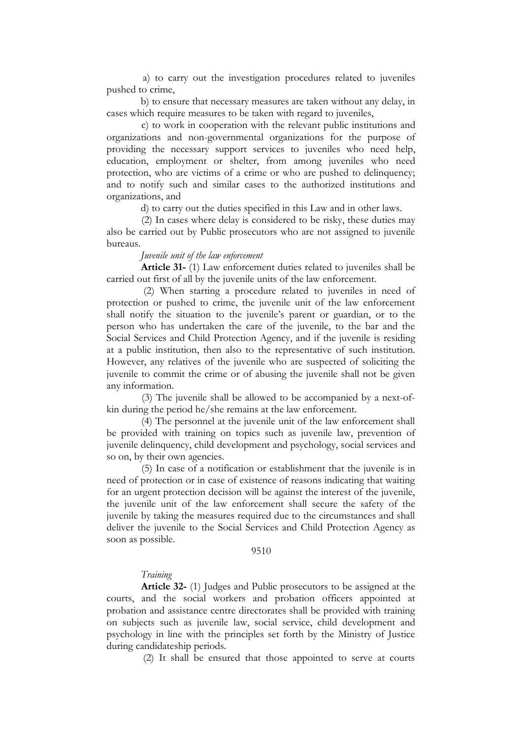a) to carry out the investigation procedures related to juveniles pushed to crime,

b) to ensure that necessary measures are taken without any delay, in cases which require measures to be taken with regard to juveniles,

c) to work in cooperation with the relevant public institutions and organizations and non-governmental organizations for the purpose of providing the necessary support services to juveniles who need help, education, employment or shelter, from among juveniles who need protection, who are victims of a crime or who are pushed to delinquency; and to notify such and similar cases to the authorized institutions and organizations, and

d) to carry out the duties specified in this Law and in other laws.

(2) In cases where delay is considered to be risky, these duties may also be carried out by Public prosecutors who are not assigned to juvenile bureaus.

*Juvenile unit of the law enforcement*

**Article 31-** (1) Law enforcement duties related to juveniles shall be carried out first of all by the juvenile units of the law enforcement.

(2) When starting a procedure related to juveniles in need of protection or pushed to crime, the juvenile unit of the law enforcement shall notify the situation to the juvenile's parent or guardian, or to the person who has undertaken the care of the juvenile, to the bar and the Social Services and Child Protection Agency, and if the juvenile is residing at a public institution, then also to the representative of such institution. However, any relatives of the juvenile who are suspected of soliciting the juvenile to commit the crime or of abusing the juvenile shall not be given any information.

(3) The juvenile shall be allowed to be accompanied by a next-of-kin during the period he/she remains at the law enforcement.

(4) The personnel at the juvenile unit of the law enforcement shall be provided with training on topics such as juvenile law, prevention of juvenile delinquency, child development and psychology, social services and so on, by their own agencies.

(5) In case of a notification or establishment that the juvenile is in need of protection or in case of existence of reasons indicating that waiting for an urgent protection decision will be against the interest of the juvenile, the juvenile unit of the law enforcement shall secure the safety of the juvenile by taking the measures required due to the circumstances and shall deliver the juvenile to the Social Services and Child Protection Agency as soon as possible.

9510

*Training*

**Article 32-** (1) Judges and Public prosecutors to be assigned at the courts, and the social workers and probation officers appointed at probation and assistance centre directorates shall be provided with training on subjects such as juvenile law, social service, child development and psychology in line with the principles set forth by the Ministry of Justice during candidateship periods.

(2) It shall be ensured that those appointed to serve at courts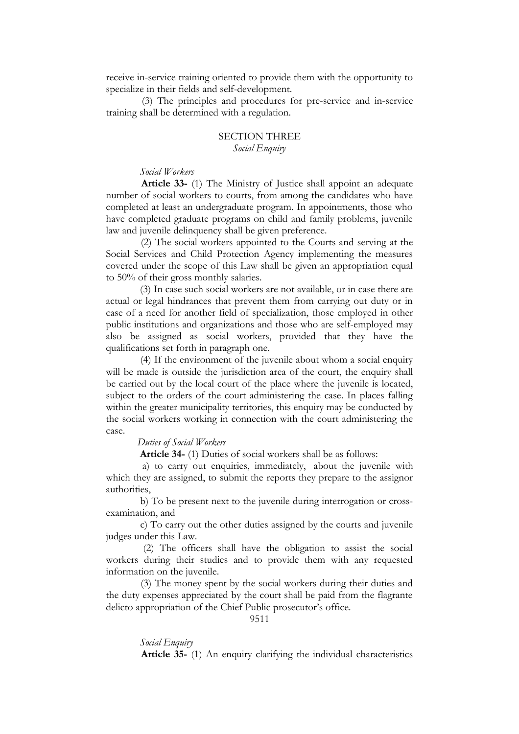receive in-service training oriented to provide them with the opportunity to specialize in their fields and self-development.

(3) The principles and procedures for pre-service and in-service training shall be determined with a regulation.

## SECTION THREE
### *Social Enquiry*

*Social Workers*

**Article 33-** (1) The Ministry of Justice shall appoint an adequate number of social workers to courts, from among the candidates who have completed at least an undergraduate program. In appointments, those who have completed graduate programs on child and family problems, juvenile law and juvenile delinquency shall be given preference.

(2) The social workers appointed to the Courts and serving at the Social Services and Child Protection Agency implementing the measures covered under the scope of this Law shall be given an appropriation equal to 50% of their gross monthly salaries.

(3) In case such social workers are not available, or in case there are actual or legal hindrances that prevent them from carrying out duty or in case of a need for another field of specialization, those employed in other public institutions and organizations and those who are self-employed may also be assigned as social workers, provided that they have the qualifications set forth in paragraph one.

(4) If the environment of the juvenile about whom a social enquiry will be made is outside the jurisdiction area of the court, the enquiry shall be carried out by the local court of the place where the juvenile is located, subject to the orders of the court administering the case. In places falling within the greater municipality territories, this enquiry may be conducted by the social workers working in connection with the court administering the case.

*Duties of Social Workers*

**Article 34-** (1) Duties of social workers shall be as follows:

a) to carry out enquiries, immediately, about the juvenile with which they are assigned, to submit the reports they prepare to the assignor authorities,

b) To be present next to the juvenile during interrogation or cross-examination, and

c) To carry out the other duties assigned by the courts and juvenile judges under this Law.

(2) The officers shall have the obligation to assist the social workers during their studies and to provide them with any requested information on the juvenile.

(3) The money spent by the social workers during their duties and the duty expenses appreciated by the court shall be paid from the flagrante delicto appropriation of the Chief Public prosecutor's office.

*Social Enquiry*

**Article 35-** (1) An enquiry clarifying the individual characteristics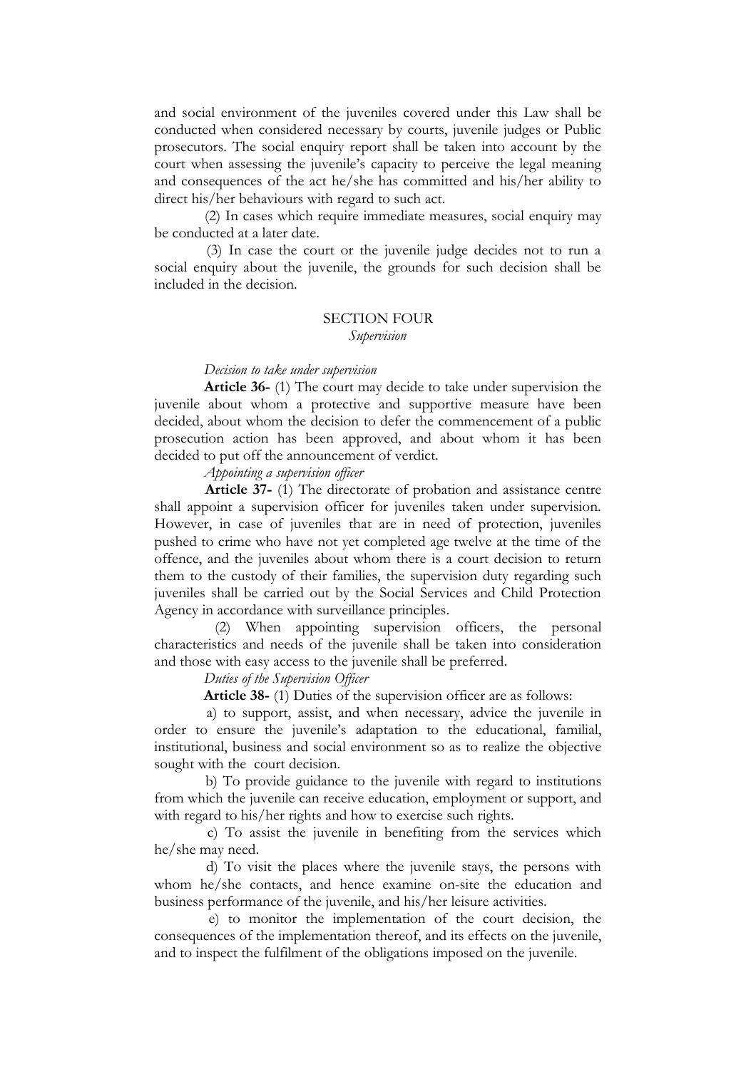and social environment of the juveniles covered under this Law shall be conducted when considered necessary by courts, juvenile judges or Public prosecutors. The social enquiry report shall be taken into account by the court when assessing the juvenile's capacity to perceive the legal meaning and consequences of the act he/she has committed and his/her ability to direct his/her behaviours with regard to such act.

(2) In cases which require immediate measures, social enquiry may be conducted at a later date.

(3) In case the court or the juvenile judge decides not to run a social enquiry about the juvenile, the grounds for such decision shall be included in the decision.

## SECTION FOUR
*Supervision*

*Decision to take under supervision*

**Article 36-** (1) The court may decide to take under supervision the juvenile about whom a protective and supportive measure have been decided, about whom the decision to defer the commencement of a public prosecution action has been approved, and about whom it has been decided to put off the announcement of verdict.

*Appointing a supervision officer*

**Article 37-** (1) The directorate of probation and assistance centre shall appoint a supervision officer for juveniles taken under supervision. However, in case of juveniles that are in need of protection, juveniles pushed to crime who have not yet completed age twelve at the time of the offence, and the juveniles about whom there is a court decision to return them to the custody of their families, the supervision duty regarding such juveniles shall be carried out by the Social Services and Child Protection Agency in accordance with surveillance principles.

(2) When appointing supervision officers, the personal characteristics and needs of the juvenile shall be taken into consideration and those with easy access to the juvenile shall be preferred.

*Duties of the Supervision Officer*

**Article 38-** (1) Duties of the supervision officer are as follows:

a) to support, assist, and when necessary, advice the juvenile in order to ensure the juvenile's adaptation to the educational, familial, institutional, business and social environment so as to realize the objective sought with the court decision.

b) To provide guidance to the juvenile with regard to institutions from which the juvenile can receive education, employment or support, and with regard to his/her rights and how to exercise such rights.

c) To assist the juvenile in benefiting from the services which he/she may need.

d) To visit the places where the juvenile stays, the persons with whom he/she contacts, and hence examine on-site the education and business performance of the juvenile, and his/her leisure activities.

e) to monitor the implementation of the court decision, the consequences of the implementation thereof, and its effects on the juvenile, and to inspect the fulfilment of the obligations imposed on the juvenile.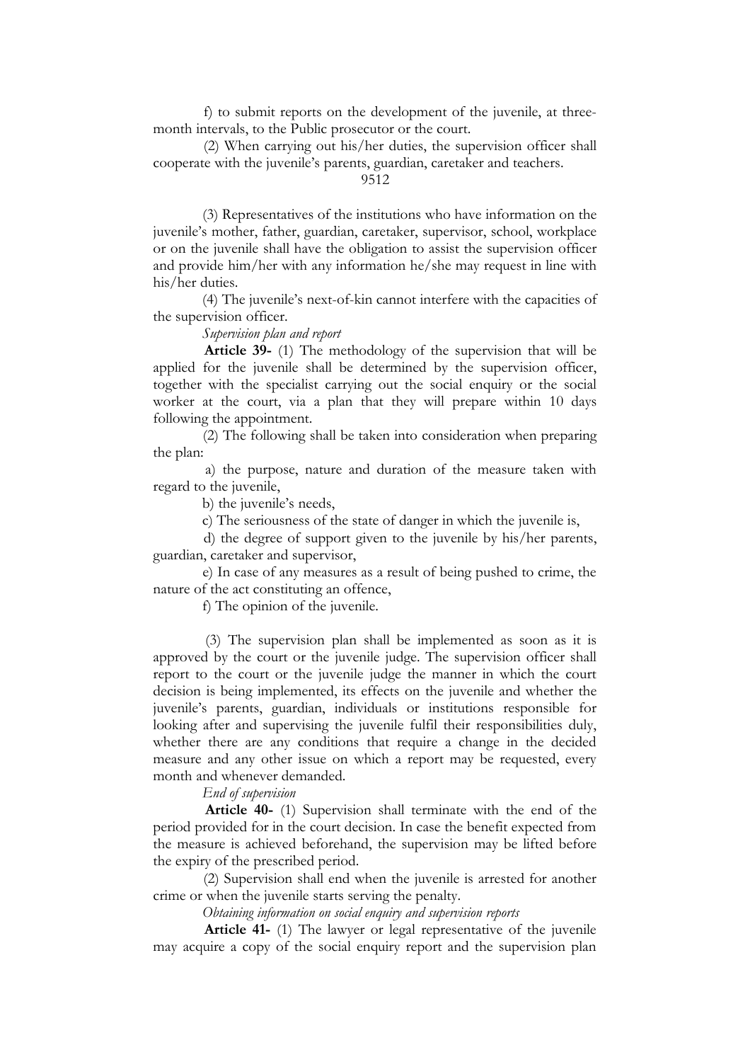f) to submit reports on the development of the juvenile, at three-month intervals, to the Public prosecutor or the court.

(2) When carrying out his/her duties, the supervision officer shall cooperate with the juvenile's parents, guardian, caretaker and teachers.

(3) Representatives of the institutions who have information on the juvenile's mother, father, guardian, caretaker, supervisor, school, workplace or on the juvenile shall have the obligation to assist the supervision officer and provide him/her with any information he/she may request in line with his/her duties.

(4) The juvenile's next-of-kin cannot interfere with the capacities of the supervision officer.

*Supervision plan and report*

**Article 39-** (1) The methodology of the supervision that will be applied for the juvenile shall be determined by the supervision officer, together with the specialist carrying out the social enquiry or the social worker at the court, via a plan that they will prepare within 10 days following the appointment.

(2) The following shall be taken into consideration when preparing the plan:

a) the purpose, nature and duration of the measure taken with regard to the juvenile,

b) the juvenile's needs,

c) The seriousness of the state of danger in which the juvenile is,

d) the degree of support given to the juvenile by his/her parents, guardian, caretaker and supervisor,

e) In case of any measures as a result of being pushed to crime, the nature of the act constituting an offence,

f) The opinion of the juvenile.

(3) The supervision plan shall be implemented as soon as it is approved by the court or the juvenile judge. The supervision officer shall report to the court or the juvenile judge the manner in which the court decision is being implemented, its effects on the juvenile and whether the juvenile's parents, guardian, individuals or institutions responsible for looking after and supervising the juvenile fulfil their responsibilities duly, whether there are any conditions that require a change in the decided measure and any other issue on which a report may be requested, every month and whenever demanded.

*End of supervision*

**Article 40-** (1) Supervision shall terminate with the end of the period provided for in the court decision. In case the benefit expected from the measure is achieved beforehand, the supervision may be lifted before the expiry of the prescribed period.

(2) Supervision shall end when the juvenile is arrested for another crime or when the juvenile starts serving the penalty.

*Obtaining information on social enquiry and supervision reports*

**Article 41-** (1) The lawyer or legal representative of the juvenile may acquire a copy of the social enquiry report and the supervision plan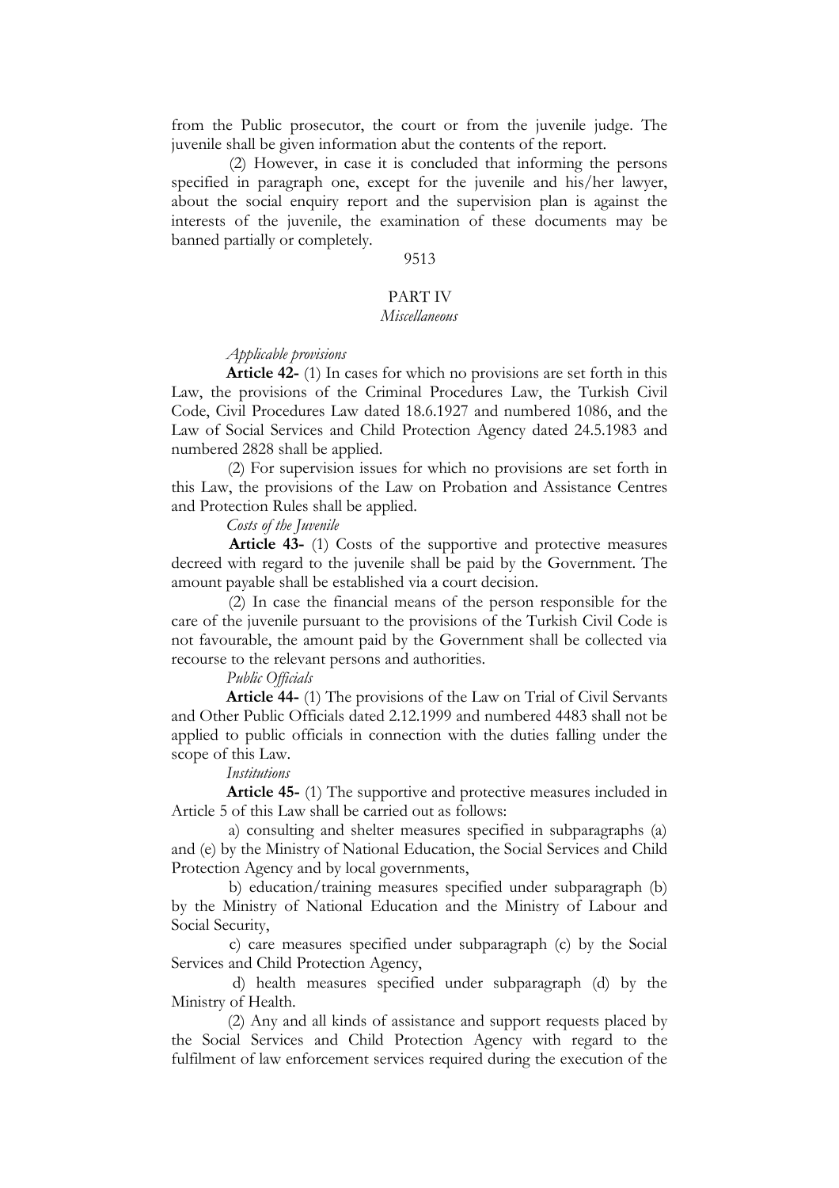from the Public prosecutor, the court or from the juvenile judge. The juvenile shall be given information abut the contents of the report.

(2) However, in case it is concluded that informing the persons specified in paragraph one, except for the juvenile and his/her lawyer, about the social enquiry report and the supervision plan is against the interests of the juvenile, the examination of these documents may be banned partially or completely.

9513

## PART IV
### *Miscellaneous*

*Applicable provisions*

**Article 42-** (1) In cases for which no provisions are set forth in this Law, the provisions of the Criminal Procedures Law, the Turkish Civil Code, Civil Procedures Law dated 18.6.1927 and numbered 1086, and the Law of Social Services and Child Protection Agency dated 24.5.1983 and numbered 2828 shall be applied.

(2) For supervision issues for which no provisions are set forth in this Law, the provisions of the Law on Probation and Assistance Centres and Protection Rules shall be applied.

*Costs of the Juvenile*

**Article 43-** (1) Costs of the supportive and protective measures decreed with regard to the juvenile shall be paid by the Government. The amount payable shall be established via a court decision.

(2) In case the financial means of the person responsible for the care of the juvenile pursuant to the provisions of the Turkish Civil Code is not favourable, the amount paid by the Government shall be collected via recourse to the relevant persons and authorities.

*Public Officials*

**Article 44-** (1) The provisions of the Law on Trial of Civil Servants and Other Public Officials dated 2.12.1999 and numbered 4483 shall not be applied to public officials in connection with the duties falling under the scope of this Law.

*Institutions*

**Article 45-** (1) The supportive and protective measures included in Article 5 of this Law shall be carried out as follows:

a) consulting and shelter measures specified in subparagraphs (a) and (e) by the Ministry of National Education, the Social Services and Child Protection Agency and by local governments,

b) education/training measures specified under subparagraph (b) by the Ministry of National Education and the Ministry of Labour and Social Security,

c) care measures specified under subparagraph (c) by the Social Services and Child Protection Agency,

d) health measures specified under subparagraph (d) by the Ministry of Health.

(2) Any and all kinds of assistance and support requests placed by the Social Services and Child Protection Agency with regard to the fulfilment of law enforcement services required during the execution of the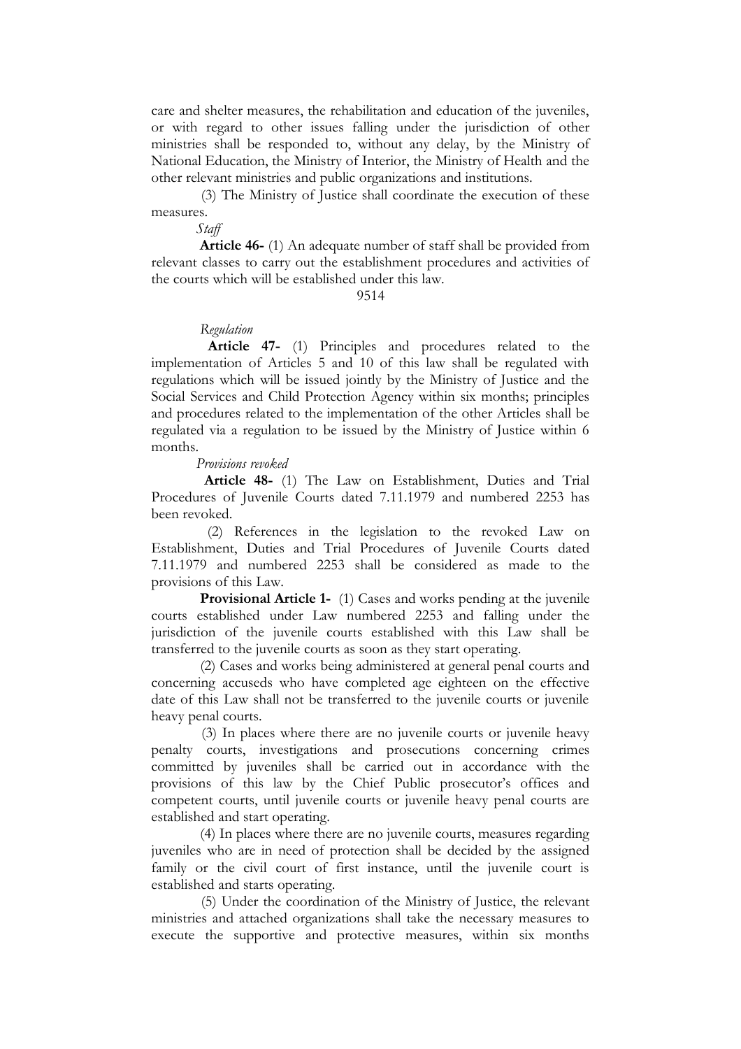care and shelter measures, the rehabilitation and education of the juveniles, or with regard to other issues falling under the jurisdiction of other ministries shall be responded to, without any delay, by the Ministry of National Education, the Ministry of Interior, the Ministry of Health and the other relevant ministries and public organizations and institutions.

(3) The Ministry of Justice shall coordinate the execution of these measures.

*Staff*

**Article 46-** (1) An adequate number of staff shall be provided from relevant classes to carry out the establishment procedures and activities of the courts which will be established under this law.

9514

*Regulation*

**Article 47-** (1) Principles and procedures related to the implementation of Articles 5 and 10 of this law shall be regulated with regulations which will be issued jointly by the Ministry of Justice and the Social Services and Child Protection Agency within six months; principles and procedures related to the implementation of the other Articles shall be regulated via a regulation to be issued by the Ministry of Justice within 6 months.

*Provisions revoked*

**Article 48-** (1) The Law on Establishment, Duties and Trial Procedures of Juvenile Courts dated 7.11.1979 and numbered 2253 has been revoked.

(2) References in the legislation to the revoked Law on Establishment, Duties and Trial Procedures of Juvenile Courts dated 7.11.1979 and numbered 2253 shall be considered as made to the provisions of this Law.

**Provisional Article 1-** (1) Cases and works pending at the juvenile courts established under Law numbered 2253 and falling under the jurisdiction of the juvenile courts established with this Law shall be transferred to the juvenile courts as soon as they start operating.

(2) Cases and works being administered at general penal courts and concerning accuseds who have completed age eighteen on the effective date of this Law shall not be transferred to the juvenile courts or juvenile heavy penal courts.

(3) In places where there are no juvenile courts or juvenile heavy penalty courts, investigations and prosecutions concerning crimes committed by juveniles shall be carried out in accordance with the provisions of this law by the Chief Public prosecutor's offices and competent courts, until juvenile courts or juvenile heavy penal courts are established and start operating.

(4) In places where there are no juvenile courts, measures regarding juveniles who are in need of protection shall be decided by the assigned family or the civil court of first instance, until the juvenile court is established and starts operating.

(5) Under the coordination of the Ministry of Justice, the relevant ministries and attached organizations shall take the necessary measures to execute the supportive and protective measures, within six months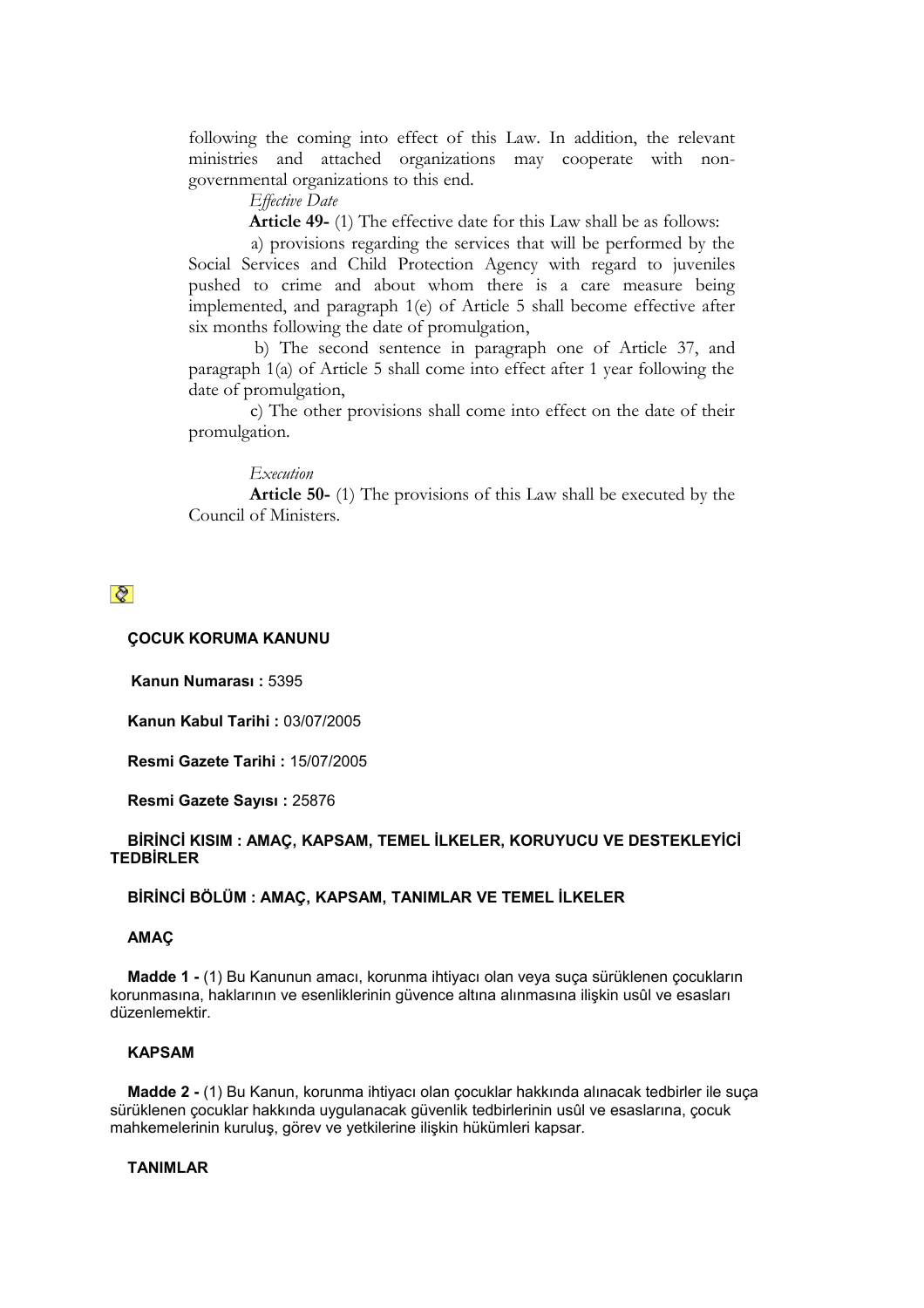following the coming into effect of this Law. In addition, the relevant ministries and attached organizations may cooperate with non-governmental organizations to this end.

*Effective Date*

**Article 49-** (1) The effective date for this Law shall be as follows:

a) provisions regarding the services that will be performed by the Social Services and Child Protection Agency with regard to juveniles pushed to crime and about whom there is a care measure being implemented, and paragraph 1(e) of Article 5 shall become effective after six months following the date of promulgation,

b) The second sentence in paragraph one of Article 37, and paragraph 1(a) of Article 5 shall come into effect after 1 year following the date of promulgation,

c) The other provisions shall come into effect on the date of their promulgation.

*Execution*

**Article 50-** (1) The provisions of this Law shall be executed by the Council of Ministers.

**ÇOCUK KORUMA KANUNU**

**Kanun Numarası :** 5395

**Kanun Kabul Tarihi :** 03/07/2005

**Resmi Gazete Tarihi :** 15/07/2005

**Resmi Gazete Sayısı :** 25876

**BİRİNCİ KISIM : AMAÇ, KAPSAM, TEMEL İLKELER, KORUYUCU VE DESTEKLEYİCİ TEDBİRLER**

**BİRİNCİ BÖLÜM : AMAÇ, KAPSAM, TANIMLAR VE TEMEL İLKELER**

**AMAÇ**

**Madde 1 -** (1) Bu Kanunun amacı, korunma ihtiyacı olan veya suça sürüklenen çocukların korunmasına, haklarının ve esenliklerinin güvence altına alınmasına ilişkin usûl ve esasları düzenlemektir.

**KAPSAM**

**Madde 2 -** (1) Bu Kanun, korunma ihtiyacı olan çocuklar hakkında alınacak tedbirler ile suça sürüklenen çocuklar hakkında uygulanacak güvenlik tedbirlerinin usûl ve esaslarına, çocuk mahkemelerinin kuruluş, görev ve yetkilerine ilişkin hükümleri kapsar.

**TANIMLAR**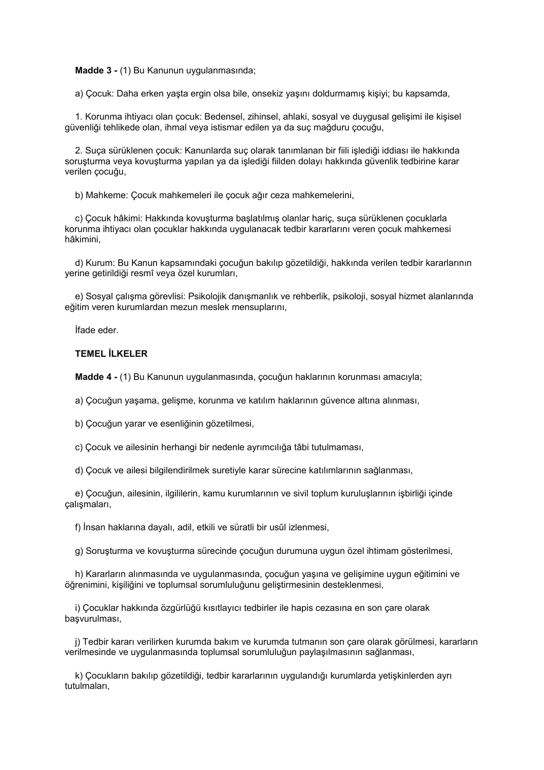**Madde 3 -** (1) Bu Kanunun uygulanmasında;

a) Çocuk: Daha erken yaşta ergin olsa bile, onsekiz yaşını doldurmamış kişiyi; bu kapsamda,

1. Korunma ihtiyacı olan çocuk: Bedensel, zihinsel, ahlaki, sosyal ve duygusal gelişimi ile kişisel güvenliği tehlikede olan, ihmal veya istismar edilen ya da suç mağduru çocuğu,

2. Suça sürüklenen çocuk: Kanunlarda suç olarak tanımlanan bir fiili işlediği iddiası ile hakkında soruşturma veya kovuşturma yapılan ya da işlediği fiilden dolayı hakkında güvenlik tedbirine karar verilen çocuğu,

b) Mahkeme: Çocuk mahkemeleri ile çocuk ağır ceza mahkemelerini,

c) Çocuk hâkimi: Hakkında kovuşturma başlatılmış olanlar hariç, suça sürüklenen çocuklarla korunma ihtiyacı olan çocuklar hakkında uygulanacak tedbir kararlarını veren çocuk mahkemesi hâkimini,

d) Kurum: Bu Kanun kapsamındaki çocuğun bakılıp gözetildiği, hakkında verilen tedbir kararlarının yerine getirildiği resmî veya özel kurumları,

e) Sosyal çalışma görevlisi: Psikolojik danışmanlık ve rehberlik, psikoloji, sosyal hizmet alanlarında eğitim veren kurumlardan mezun meslek mensuplarını,

İfade eder.

**TEMEL İLKELER**

**Madde 4 -** (1) Bu Kanunun uygulanmasında, çocuğun haklarının korunması amacıyla;

a) Çocuğun yaşama, gelişme, korunma ve katılım haklarının güvence altına alınması,

b) Çocuğun yarar ve esenliğinin gözetilmesi,

c) Çocuk ve ailesinin herhangi bir nedenle ayrımcılığa tâbi tutulmaması,

d) Çocuk ve ailesi bilgilendirilmek suretiyle karar sürecine katılımlarının sağlanması,

e) Çocuğun, ailesinin, ilgililerin, kamu kurumlarının ve sivil toplum kuruluşlarının işbirliği içinde çalışmaları,

f) İnsan haklarına dayalı, adil, etkili ve süratli bir usûl izlenmesi,

g) Soruşturma ve kovuşturma sürecinde çocuğun durumuna uygun özel ihtimam gösterilmesi,

h) Kararların alınmasında ve uygulanmasında, çocuğun yaşına ve gelişimine uygun eğitimini ve öğrenimini, kişiliğini ve toplumsal sorumluluğunu geliştirmesinin desteklenmesi,

i) Çocuklar hakkında özgürlüğü kısıtlayıcı tedbirler ile hapis cezasına en son çare olarak başvurulması,

j) Tedbir kararı verilirken kurumda bakım ve kurumda tutmanın son çare olarak görülmesi, kararların verilmesinde ve uygulanmasında toplumsal sorumluluğun paylaşılmasının sağlanması,

k) Çocukların bakılıp gözetildiği, tedbir kararlarının uygulandığı kurumlarda yetişkinlerden ayrı tutulmaları,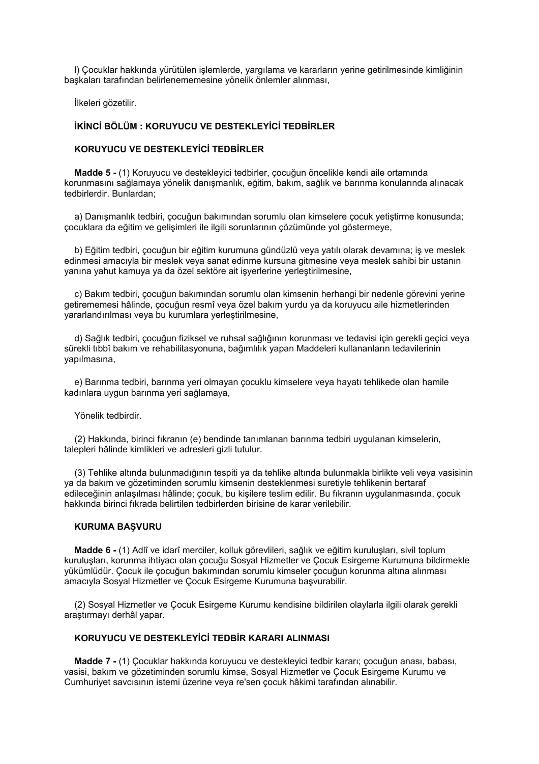l) Çocuklar hakkında yürütülen işlemlerde, yargılama ve kararların yerine getirilmesinde kimliğinin başkaları tarafından belirlenememesine yönelik önlemler alınması,

İlkeleri gözetilir.

## İKİNCİ BÖLÜM : KORUYUCU VE DESTEKLEYİCİ TEDBİRLER

### KORUYUCU VE DESTEKLEYİCİ TEDBİRLER

**Madde 5 -** (1) Koruyucu ve destekleyici tedbirler, çocuğun öncelikle kendi aile ortamında korunmasını sağlamaya yönelik danışmanlık, eğitim, bakım, sağlık ve barınma konularında alınacak tedbirlerdir. Bunlardan;

a) Danışmanlık tedbiri, çocuğun bakımından sorumlu olan kimselere çocuk yetiştirme konusunda; çocuklara da eğitim ve gelişimleri ile ilgili sorunlarının çözümünde yol göstermeye,

b) Eğitim tedbiri, çocuğun bir eğitim kurumuna gündüzlü veya yatılı olarak devamına; iş ve meslek edinmesi amacıyla bir meslek veya sanat edinme kursuna gitmesine veya meslek sahibi bir ustanın yanına yahut kamuya ya da özel sektöre ait işyerlerine yerleştirilmesine,

c) Bakım tedbiri, çocuğun bakımından sorumlu olan kimsenin herhangi bir nedenle görevini yerine getirememesi hâlinde, çocuğun resmî veya özel bakım yurdu ya da koruyucu aile hizmetlerinden yararlandırılması veya bu kurumlara yerleştirilmesine,

d) Sağlık tedbiri, çocuğun fiziksel ve ruhsal sağlığının korunması ve tedavisi için gerekli geçici veya sürekli tıbbî bakım ve rehabilitasyonuna, bağımlılık yapan Maddeleri kullananların tedavilerinin yapılmasına,

e) Barınma tedbiri, barınma yeri olmayan çocuklu kimselere veya hayatı tehlikede olan hamile kadınlara uygun barınma yeri sağlamaya,

Yönelik tedbirdir.

(2) Hakkında, birinci fıkranın (e) bendinde tanımlanan barınma tedbiri uygulanan kimselerin, talepleri hâlinde kimlikleri ve adresleri gizli tutulur.

(3) Tehlike altında bulunmadığının tespiti ya da tehlike altında bulunmakla birlikte veli veya vasisinin ya da bakım ve gözetiminden sorumlu kimsenin desteklenmesi suretiyle tehlikenin bertaraf edileceğinin anlaşılması hâlinde; çocuk, bu kişilere teslim edilir. Bu fıkranın uygulanmasında, çocuk hakkında birinci fıkrada belirtilen tedbirlerden birisine de karar verilebilir.

### KURUMA BAŞVURU

**Madde 6 -** (1) Adlî ve idarî merciler, kolluk görevlileri, sağlık ve eğitim kuruluşları, sivil toplum kuruluşları, korunma ihtiyacı olan çocuğu Sosyal Hizmetler ve Çocuk Esirgeme Kurumuna bildirmekle yükümlüdür. Çocuk ile çocuğun bakımından sorumlu kimseler çocuğun korunma altına alınması amacıyla Sosyal Hizmetler ve Çocuk Esirgeme Kurumuna başvurabilir.

(2) Sosyal Hizmetler ve Çocuk Esirgeme Kurumu kendisine bildirilen olaylarla ilgili olarak gerekli araştırmayı derhâl yapar.

### KORUYUCU VE DESTEKLEYİCİ TEDBİR KARARI ALINMASI

**Madde 7 -** (1) Çocuklar hakkında koruyucu ve destekleyici tedbir kararı; çocuğun anası, babası, vasisi, bakım ve gözetiminden sorumlu kimse, Sosyal Hizmetler ve Çocuk Esirgeme Kurumu ve Cumhuriyet savcısının istemi üzerine veya re'sen çocuk hâkimi tarafından alınabilir.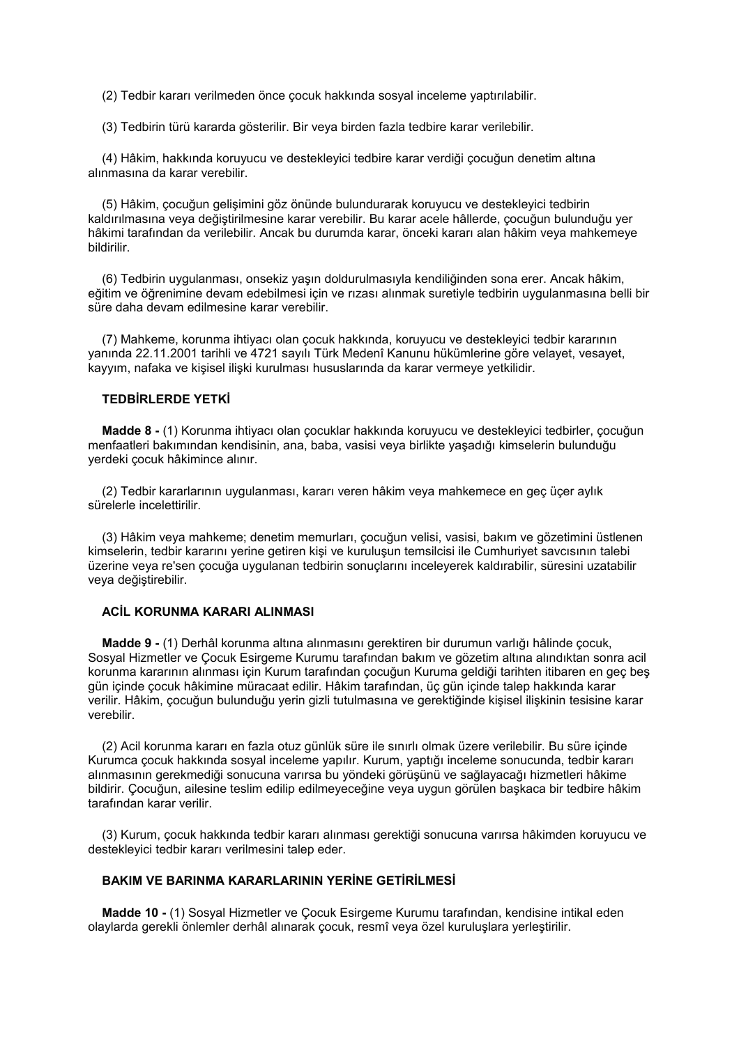(2) Tedbir kararı verilmeden önce çocuk hakkında sosyal inceleme yaptırılabilir.

(3) Tedbirin türü kararda gösterilir. Bir veya birden fazla tedbire karar verilebilir.

(4) Hâkim, hakkında koruyucu ve destekleyici tedbire karar verdiği çocuğun denetim altına alınmasına da karar verebilir.

(5) Hâkim, çocuğun gelişimini göz önünde bulundurarak koruyucu ve destekleyici tedbirin kaldırılmasına veya değiştirilmesine karar verebilir. Bu karar acele hâllerde, çocuğun bulunduğu yer hâkimi tarafından da verilebilir. Ancak bu durumda karar, önceki kararı alan hâkim veya mahkemeye bildirilir.

(6) Tedbirin uygulanması, onsekiz yaşın doldurulmasıyla kendiliğinden sona erer. Ancak hâkim, eğitim ve öğrenimine devam edebilmesi için ve rızası alınmak suretiyle tedbirin uygulanmasına belli bir süre daha devam edilmesine karar verebilir.

(7) Mahkeme, korunma ihtiyacı olan çocuk hakkında, koruyucu ve destekleyici tedbir kararının yanında 22.11.2001 tarihli ve 4721 sayılı Türk Medenî Kanunu hükümlerine göre velayet, vesayet, kayyım, nafaka ve kişisel ilişki kurulması hususlarında da karar vermeye yetkilidir.

### TEDBİRLERDE YETKİ

**Madde 8 -** (1) Korunma ihtiyacı olan çocuklar hakkında koruyucu ve destekleyici tedbirler, çocuğun menfaatleri bakımından kendisinin, ana, baba, vasisi veya birlikte yaşadığı kimselerin bulunduğu yerdeki çocuk hâkimince alınır.

(2) Tedbir kararlarının uygulanması, kararı veren hâkim veya mahkemece en geç üçer aylık sürelerle incelettirilir.

(3) Hâkim veya mahkeme; denetim memurları, çocuğun velisi, vasisi, bakım ve gözetimini üstlenen kimselerin, tedbir kararını yerine getiren kişi ve kuruluşun temsilcisi ile Cumhuriyet savcısının talebi üzerine veya re'sen çocuğa uygulanan tedbirin sonuçlarını inceleyerek kaldırabilir, süresini uzatabilir veya değiştirebilir.

### ACİL KORUNMA KARARI ALINMASI

**Madde 9 -** (1) Derhâl korunma altına alınmasını gerektiren bir durumun varlığı hâlinde çocuk, Sosyal Hizmetler ve Çocuk Esirgeme Kurumu tarafından bakım ve gözetim altına alındıktan sonra acil korunma kararının alınması için Kurum tarafından çocuğun Kuruma geldiği tarihten itibaren en geç beş gün içinde çocuk hâkimine müracaat edilir. Hâkim tarafından, üç gün içinde talep hakkında karar verilir. Hâkim, çocuğun bulunduğu yerin gizli tutulmasına ve gerektiğinde kişisel ilişkinin tesisine karar verebilir.

(2) Acil korunma kararı en fazla otuz günlük süre ile sınırlı olmak üzere verilebilir. Bu süre içinde Kurumca çocuk hakkında sosyal inceleme yapılır. Kurum, yaptığı inceleme sonucunda, tedbir kararı alınmasının gerekmediği sonucuna varırsa bu yöndeki görüşünü ve sağlayacağı hizmetleri hâkime bildirir. Çocuğun, ailesine teslim edilip edilmeyeceğine veya uygun görülen başkaca bir tedbire hâkim tarafından karar verilir.

(3) Kurum, çocuk hakkında tedbir kararı alınması gerektiği sonucuna varırsa hâkimden koruyucu ve destekleyici tedbir kararı verilmesini talep eder.

### BAKIM VE BARINMA KARARLARININ YERİNE GETİRİLMESİ

**Madde 10 -** (1) Sosyal Hizmetler ve Çocuk Esirgeme Kurumu tarafından, kendisine intikal eden olaylarda gerekli önlemler derhâl alınarak çocuk, resmî veya özel kuruluşlara yerleştirilir.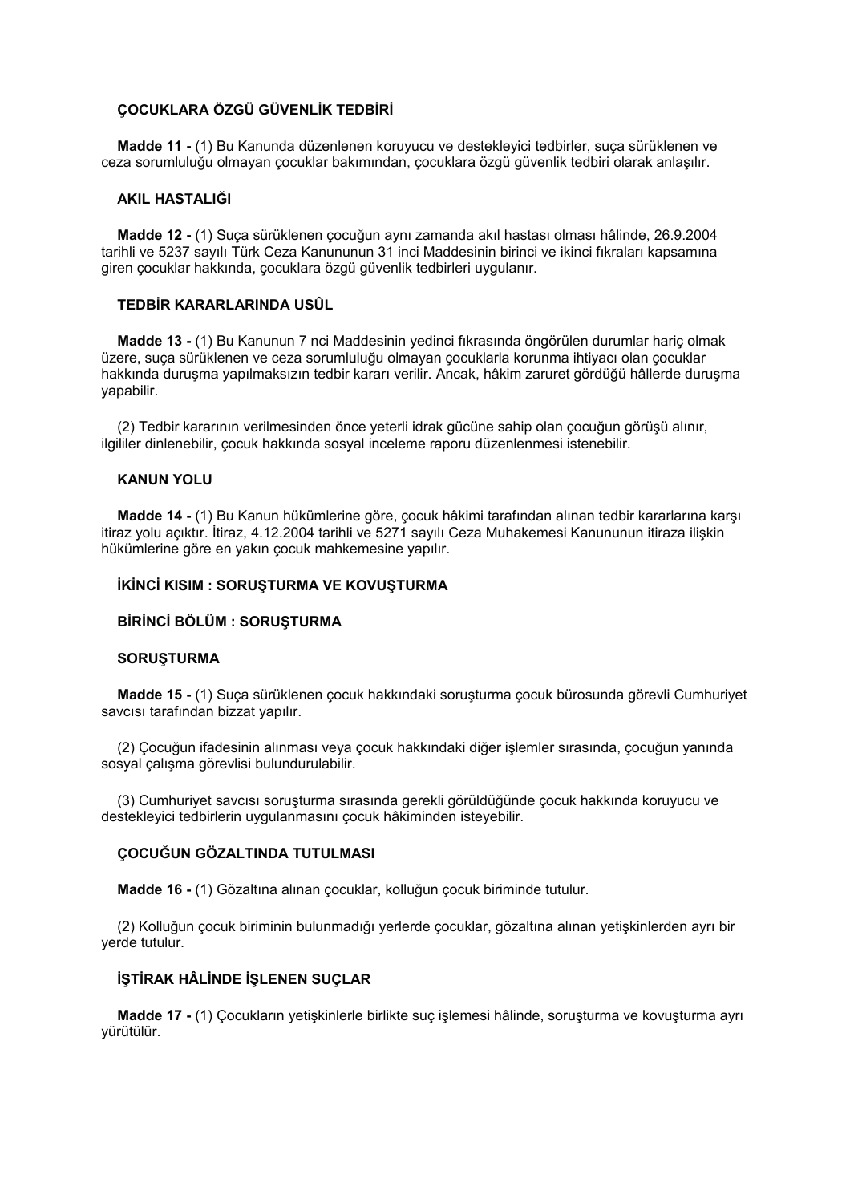**ÇOCUKLARA ÖZGÜ GÜVENLİK TEDBİRİ**

**Madde 11 -** (1) Bu Kanunda düzenlenen koruyucu ve destekleyici tedbirler, suça sürüklenen ve ceza sorumluluğu olmayan çocuklar bakımından, çocuklara özgü güvenlik tedbiri olarak anlaşılır.

**AKIL HASTALIĞI**

**Madde 12 -** (1) Suça sürüklenen çocuğun aynı zamanda akıl hastası olması hâlinde, 26.9.2004 tarihli ve 5237 sayılı Türk Ceza Kanununun 31 inci Maddesinin birinci ve ikinci fıkraları kapsamına giren çocuklar hakkında, çocuklara özgü güvenlik tedbirleri uygulanır.

**TEDBİR KARARLARINDA USÛL**

**Madde 13 -** (1) Bu Kanunun 7 nci Maddesinin yedinci fıkrasında öngörülen durumlar hariç olmak üzere, suça sürüklenen ve ceza sorumluluğu olmayan çocuklarla korunma ihtiyacı olan çocuklar hakkında duruşma yapılmaksızın tedbir kararı verilir. Ancak, hâkim zaruret gördüğü hâllerde duruşma yapabilir.

(2) Tedbir kararının verilmesinden önce yeterli idrak gücüne sahip olan çocuğun görüşü alınır, ilgililer dinlenebilir, çocuk hakkında sosyal inceleme raporu düzenlenmesi istenebilir.

**KANUN YOLU**

**Madde 14 -** (1) Bu Kanun hükümlerine göre, çocuk hâkimi tarafından alınan tedbir kararlarına karşı itiraz yolu açıktır. İtiraz, 4.12.2004 tarihli ve 5271 sayılı Ceza Muhakemesi Kanununun itiraza ilişkin hükümlerine göre en yakın çocuk mahkemesine yapılır.

## İKİNCİ KISIM : SORUŞTURMA VE KOVUŞTURMA

### BİRİNCİ BÖLÜM : SORUŞTURMA

**SORUŞTURMA**

**Madde 15 -** (1) Suça sürüklenen çocuk hakkındaki soruşturma çocuk bürosunda görevli Cumhuriyet savcısı tarafından bizzat yapılır.

(2) Çocuğun ifadesinin alınması veya çocuk hakkındaki diğer işlemler sırasında, çocuğun yanında sosyal çalışma görevlisi bulundurulabilir.

(3) Cumhuriyet savcısı soruşturma sırasında gerekli görüldüğünde çocuk hakkında koruyucu ve destekleyici tedbirlerin uygulanmasını çocuk hâkiminden isteyebilir.

**ÇOCUĞUN GÖZALTINDA TUTULMASI**

**Madde 16 -** (1) Gözaltına alınan çocuklar, kolluğun çocuk biriminde tutulur.

(2) Kolluğun çocuk biriminin bulunmadığı yerlerde çocuklar, gözaltına alınan yetişkinlerden ayrı bir yerde tutulur.

**İŞTİRAK HÂLİNDE İŞLENEN SUÇLAR**

**Madde 17 -** (1) Çocukların yetişkinlerle birlikte suç işlemesi hâlinde, soruşturma ve kovuşturma ayrı yürütülür.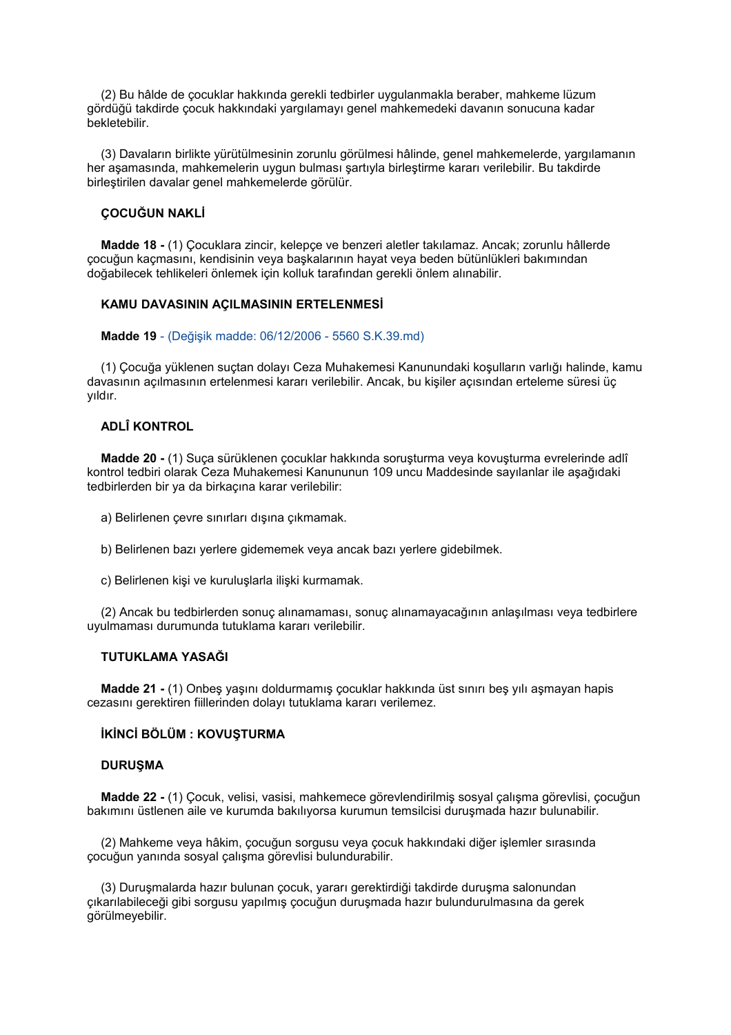(2) Bu hâlde de çocuklar hakkında gerekli tedbirler uygulanmakla beraber, mahkeme lüzum gördüğü takdirde çocuk hakkındaki yargılamayı genel mahkemedeki davanın sonucuna kadar bekletebilir.

(3) Davaların birlikte yürütülmesinin zorunlu görülmesi hâlinde, genel mahkemelerde, yargılamanın her aşamasında, mahkemelerin uygun bulması şartıyla birleştirme kararı verilebilir. Bu takdirde birleştirilen davalar genel mahkemelerde görülür.

**ÇOCUĞUN NAKLİ**

**Madde 18 -** (1) Çocuklara zincir, kelepçe ve benzeri aletler takılamaz. Ancak; zorunlu hâllerde çocuğun kaçmasını, kendisinin veya başkalarının hayat veya beden bütünlükleri bakımından doğabilecek tehlikeleri önlemek için kolluk tarafından gerekli önlem alınabilir.

**KAMU DAVASININ AÇILMASININ ERTELENMESİ**

**Madde 19** - (Değişik madde: 06/12/2006 - 5560 S.K.39.md)

(1) Çocuğa yüklenen suçtan dolayı Ceza Muhakemesi Kanunundaki koşulların varlığı halinde, kamu davasının açılmasının ertelenmesi kararı verilebilir. Ancak, bu kişiler açısından erteleme süresi üç yıldır.

**ADLÎ KONTROL**

**Madde 20 -** (1) Suça sürüklenen çocuklar hakkında soruşturma veya kovuşturma evrelerinde adlî kontrol tedbiri olarak Ceza Muhakemesi Kanununun 109 uncu Maddesinde sayılanlar ile aşağıdaki tedbirlerden bir ya da birkaçına karar verilebilir:

a) Belirlenen çevre sınırları dışına çıkmamak.

b) Belirlenen bazı yerlere gidememek veya ancak bazı yerlere gidebilmek.

c) Belirlenen kişi ve kuruluşlarla ilişki kurmamak.

(2) Ancak bu tedbirlerden sonuç alınamaması, sonuç alınamayacağının anlaşılması veya tedbirlere uyulmaması durumunda tutuklama kararı verilebilir.

**TUTUKLAMA YASAĞI**

**Madde 21 -** (1) Onbeş yaşını doldurmamış çocuklar hakkında üst sınırı beş yılı aşmayan hapis cezasını gerektiren fiillerinden dolayı tutuklama kararı verilemez.

**İKİNCİ BÖLÜM : KOVUŞTURMA**

**DURUŞMA**

**Madde 22 -** (1) Çocuk, velisi, vasisi, mahkemece görevlendirilmiş sosyal çalışma görevlisi, çocuğun bakımını üstlenen aile ve kurumda bakılıyorsa kurumun temsilcisi duruşmada hazır bulunabilir.

(2) Mahkeme veya hâkim, çocuğun sorgusu veya çocuk hakkındaki diğer işlemler sırasında çocuğun yanında sosyal çalışma görevlisi bulundurabilir.

(3) Duruşmalarda hazır bulunan çocuk, yararı gerektirdiği takdirde duruşma salonundan çıkarılabileceği gibi sorgusu yapılmış çocuğun duruşmada hazır bulundurulmasına da gerek görülmeyebilir.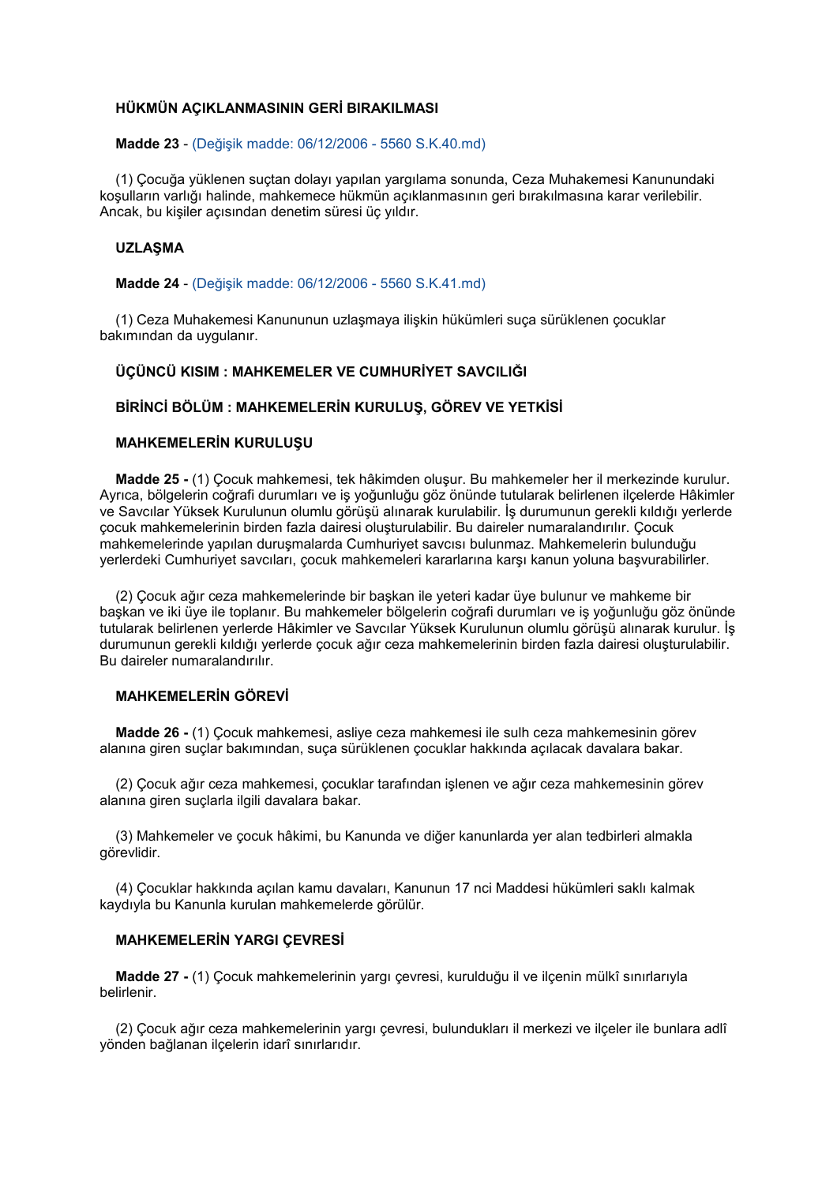### HÜKMÜN AÇIKLANMASININ GERİ BIRAKILMASI

**Madde 23** - (Değişik madde: 06/12/2006 - 5560 S.K.40.md)

(1) Çocuğa yüklenen suçtan dolayı yapılan yargılama sonunda, Ceza Muhakemesi Kanunundaki koşulların varlığı halinde, mahkemece hükmün açıklanmasının geri bırakılmasına karar verilebilir. Ancak, bu kişiler açısından denetim süresi üç yıldır.

### UZLAŞMA

**Madde 24** - (Değişik madde: 06/12/2006 - 5560 S.K.41.md)

(1) Ceza Muhakemesi Kanununun uzlaşmaya ilişkin hükümleri suça sürüklenen çocuklar bakımından da uygulanır.

## ÜÇÜNCÜ KISIM : MAHKEMELER VE CUMHURİYET SAVCILIĞI

## BİRİNCİ BÖLÜM : MAHKEMELERİN KURULUŞ, GÖREV VE YETKİSİ

### MAHKEMELERİN KURULUŞU

**Madde 25 -** (1) Çocuk mahkemesi, tek hâkimden oluşur. Bu mahkemeler her il merkezinde kurulur. Ayrıca, bölgelerin coğrafi durumları ve iş yoğunluğu göz önünde tutularak belirlenen ilçelerde Hâkimler ve Savcılar Yüksek Kurulunun olumlu görüşü alınarak kurulabilir. İş durumunun gerekli kıldığı yerlerde çocuk mahkemelerinin birden fazla dairesi oluşturulabilir. Bu daireler numaralandırılır. Çocuk mahkemelerinde yapılan duruşmalarda Cumhuriyet savcısı bulunmaz. Mahkemelerin bulunduğu yerlerdeki Cumhuriyet savcıları, çocuk mahkemeleri kararlarına karşı kanun yoluna başvurabilirler.

(2) Çocuk ağır ceza mahkemelerinde bir başkan ile yeteri kadar üye bulunur ve mahkeme bir başkan ve iki üye ile toplanır. Bu mahkemeler bölgelerin coğrafi durumları ve iş yoğunluğu göz önünde tutularak belirlenen yerlerde Hâkimler ve Savcılar Yüksek Kurulunun olumlu görüşü alınarak kurulur. İş durumunun gerekli kıldığı yerlerde çocuk ağır ceza mahkemelerinin birden fazla dairesi oluşturulabilir. Bu daireler numaralandırılır.

### MAHKEMELERİN GÖREVİ

**Madde 26 -** (1) Çocuk mahkemesi, asliye ceza mahkemesi ile sulh ceza mahkemesinin görev alanına giren suçlar bakımından, suça sürüklenen çocuklar hakkında açılacak davalara bakar.

(2) Çocuk ağır ceza mahkemesi, çocuklar tarafından işlenen ve ağır ceza mahkemesinin görev alanına giren suçlarla ilgili davalara bakar.

(3) Mahkemeler ve çocuk hâkimi, bu Kanunda ve diğer kanunlarda yer alan tedbirleri almakla görevlidir.

(4) Çocuklar hakkında açılan kamu davaları, Kanunun 17 nci Maddesi hükümleri saklı kalmak kaydıyla bu Kanunla kurulan mahkemelerde görülür.

### MAHKEMELERİN YARGI ÇEVRESİ

**Madde 27 -** (1) Çocuk mahkemelerinin yargı çevresi, kurulduğu il ve ilçenin mülkî sınırlarıyla belirlenir.

(2) Çocuk ağır ceza mahkemelerinin yargı çevresi, bulundukları il merkezi ve ilçeler ile bunlara adlî yönden bağlanan ilçelerin idarî sınırlarıdır.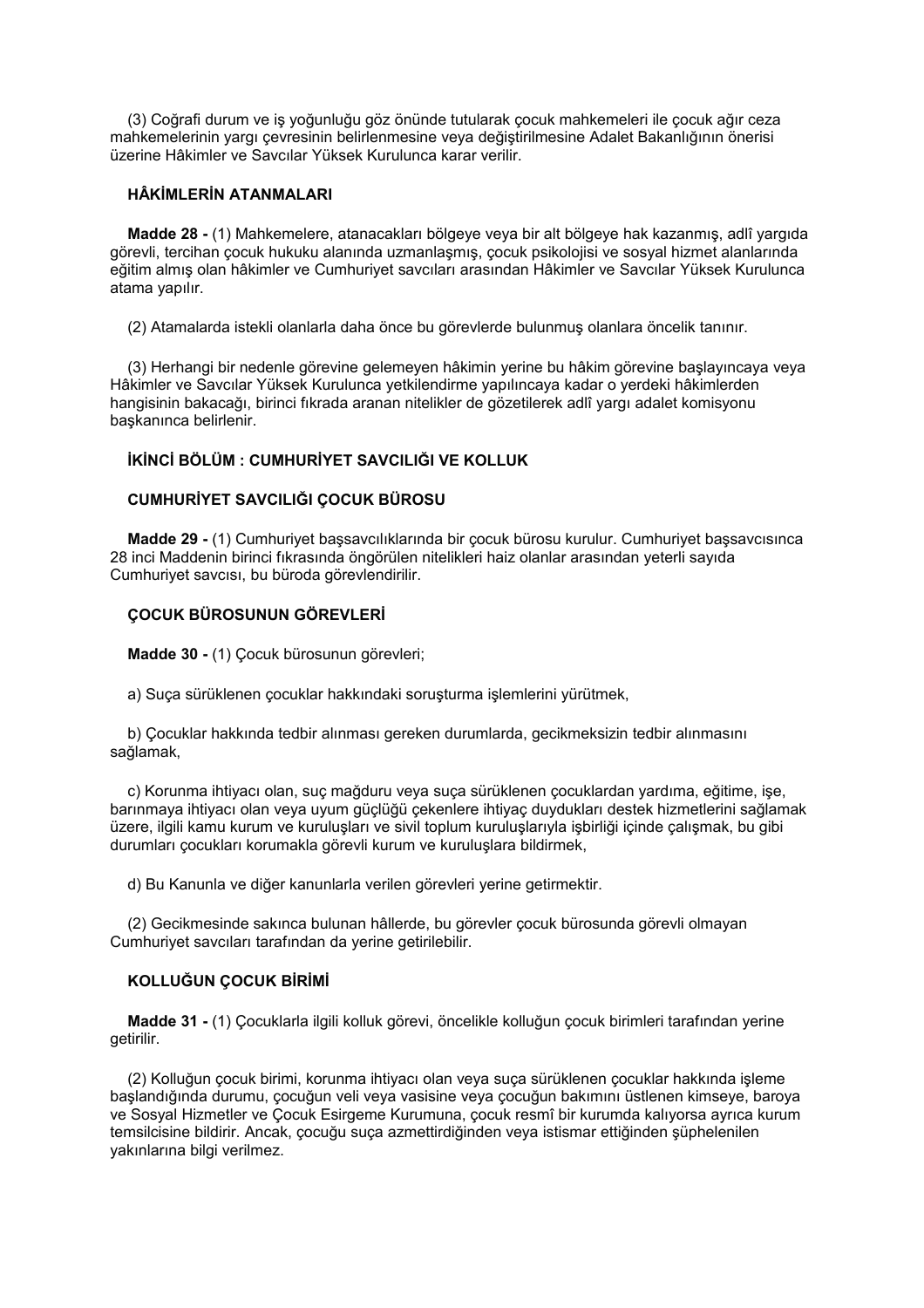(3) Coğrafi durum ve iş yoğunluğu göz önünde tutularak çocuk mahkemeleri ile çocuk ağır ceza mahkemelerinin yargı çevresinin belirlenmesine veya değiştirilmesine Adalet Bakanlığının önerisi üzerine Hâkimler ve Savcılar Yüksek Kurulunca karar verilir.

### HÂKİMLERİN ATANMALARI

**Madde 28 -** (1) Mahkemelere, atanacakları bölgeye veya bir alt bölgeye hak kazanmış, adlî yargıda görevli, tercihan çocuk hukuku alanında uzmanlaşmış, çocuk psikolojisi ve sosyal hizmet alanlarında eğitim almış olan hâkimler ve Cumhuriyet savcıları arasından Hâkimler ve Savcılar Yüksek Kurulunca atama yapılır.

(2) Atamalarda istekli olanlarla daha önce bu görevlerde bulunmuş olanlara öncelik tanınır.

(3) Herhangi bir nedenle görevine gelemeyen hâkimin yerine bu hâkim görevine başlayıncaya veya Hâkimler ve Savcılar Yüksek Kurulunca yetkilendirme yapılıncaya kadar o yerdeki hâkimlerden hangisinin bakacağı, birinci fıkrada aranan nitelikler de gözetilerek adlî yargı adalet komisyonu başkanınca belirlenir.

## İKİNCİ BÖLÜM : CUMHURİYET SAVCILIĞI VE KOLLUK

### CUMHURİYET SAVCILIĞI ÇOCUK BÜROSU

**Madde 29 -** (1) Cumhuriyet başsavcılıklarında bir çocuk bürosu kurulur. Cumhuriyet başsavcısınca 28 inci Maddenin birinci fıkrasında öngörülen nitelikleri haiz olanlar arasından yeterli sayıda Cumhuriyet savcısı, bu büroda görevlendirilir.

### ÇOCUK BÜROSUNUN GÖREVLERİ

**Madde 30 -** (1) Çocuk bürosunun görevleri;

a) Suça sürüklenen çocuklar hakkındaki soruşturma işlemlerini yürütmek,

b) Çocuklar hakkında tedbir alınması gereken durumlarda, gecikmeksizin tedbir alınmasını sağlamak,

c) Korunma ihtiyacı olan, suç mağduru veya suça sürüklenen çocuklardan yardıma, eğitime, işe, barınmaya ihtiyacı olan veya uyum güçlüğü çekenlere ihtiyaç duydukları destek hizmetlerini sağlamak üzere, ilgili kamu kurum ve kuruluşları ve sivil toplum kuruluşlarıyla işbirliği içinde çalışmak, bu gibi durumları çocukları korumakla görevli kurum ve kuruluşlara bildirmek,

d) Bu Kanunla ve diğer kanunlarla verilen görevleri yerine getirmektir.

(2) Gecikmesinde sakınca bulunan hâllerde, bu görevler çocuk bürosunda görevli olmayan Cumhuriyet savcıları tarafından da yerine getirilebilir.

### KOLLUĞUN ÇOCUK BİRİMİ

**Madde 31 -** (1) Çocuklarla ilgili kolluk görevi, öncelikle kolluğun çocuk birimleri tarafından yerine getirilir.

(2) Kolluğun çocuk birimi, korunma ihtiyacı olan veya suça sürüklenen çocuklar hakkında işleme başlandığında durumu, çocuğun veli veya vasisine veya çocuğun bakımını üstlenen kimseye, baroya ve Sosyal Hizmetler ve Çocuk Esirgeme Kurumuna, çocuk resmî bir kurumda kalıyorsa ayrıca kurum temsilcisine bildirir. Ancak, çocuğu suça azmettirdiğinden veya istismar ettiğinden şüphelenilen yakınlarına bilgi verilmez.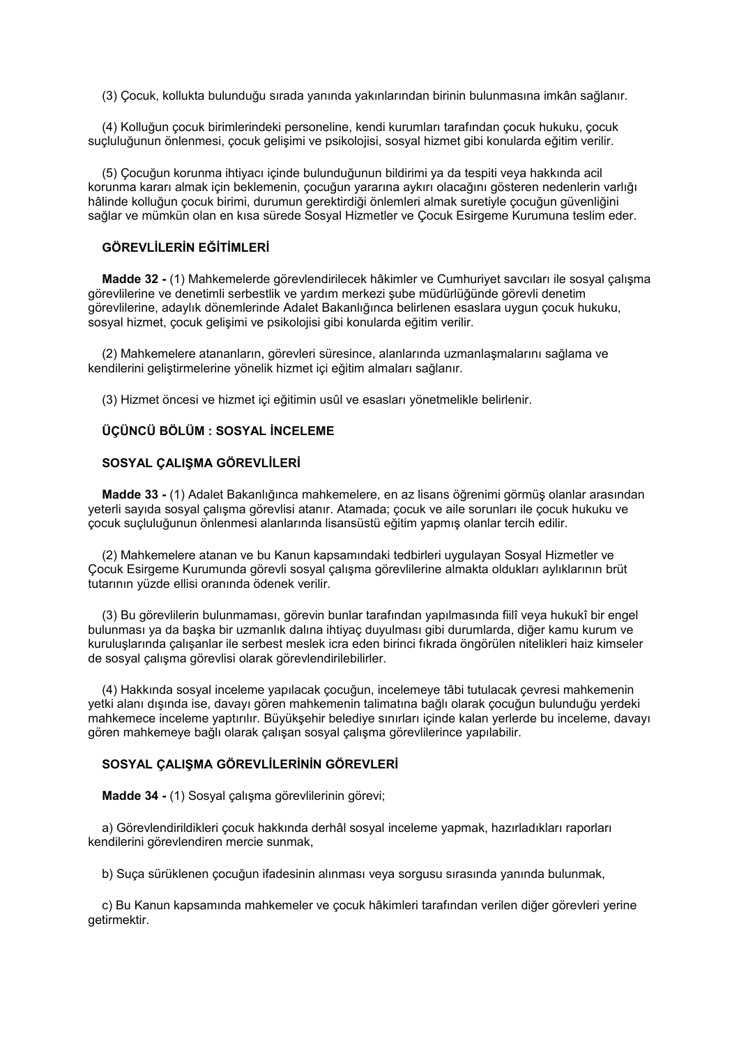(3) Çocuk, kollukta bulunduğu sırada yanında yakınlarından birinin bulunmasına imkân sağlanır.

(4) Kolluğun çocuk birimlerindeki personeline, kendi kurumları tarafından çocuk hukuku, çocuk suçluluğunun önlenmesi, çocuk gelişimi ve psikolojisi, sosyal hizmet gibi konularda eğitim verilir.

(5) Çocuğun korunma ihtiyacı içinde bulunduğunun bildirimi ya da tespiti veya hakkında acil korunma kararı almak için beklemenin, çocuğun yararına aykırı olacağını gösteren nedenlerin varlığı hâlinde kolluğun çocuk birimi, durumun gerektirdiği önlemleri almak suretiyle çocuğun güvenliğini sağlar ve mümkün olan en kısa sürede Sosyal Hizmetler ve Çocuk Esirgeme Kurumuna teslim eder.

### GÖREVLİLERİN EĞİTİMLERİ

**Madde 32 -** (1) Mahkemelerde görevlendirilecek hâkimler ve Cumhuriyet savcıları ile sosyal çalışma görevlilerine ve denetimli serbestlik ve yardım merkezi şube müdürlüğünde görevli denetim görevlilerine, adaylık dönemlerinde Adalet Bakanlığınca belirlenen esaslara uygun çocuk hukuku, sosyal hizmet, çocuk gelişimi ve psikolojisi gibi konularda eğitim verilir.

(2) Mahkemelere atananların, görevleri süresince, alanlarında uzmanlaşmalarını sağlama ve kendilerini geliştirmelerine yönelik hizmet içi eğitim almaları sağlanır.

(3) Hizmet öncesi ve hizmet içi eğitimin usûl ve esasları yönetmelikle belirlenir.

## ÜÇÜNCÜ BÖLÜM : SOSYAL İNCELEME

### SOSYAL ÇALIŞMA GÖREVLİLERİ

**Madde 33 -** (1) Adalet Bakanlığınca mahkemelere, en az lisans öğrenimi görmüş olanlar arasından yeterli sayıda sosyal çalışma görevlisi atanır. Atamada; çocuk ve aile sorunları ile çocuk hukuku ve çocuk suçluluğunun önlenmesi alanlarında lisansüstü eğitim yapmış olanlar tercih edilir.

(2) Mahkemelere atanan ve bu Kanun kapsamındaki tedbirleri uygulayan Sosyal Hizmetler ve Çocuk Esirgeme Kurumunda görevli sosyal çalışma görevlilerine almakta oldukları aylıklarının brüt tutarının yüzde ellisi oranında ödenek verilir.

(3) Bu görevlilerin bulunmaması, görevin bunlar tarafından yapılmasında fiilî veya hukukî bir engel bulunması ya da başka bir uzmanlık dalına ihtiyaç duyulması gibi durumlarda, diğer kamu kurum ve kuruluşlarında çalışanlar ile serbest meslek icra eden birinci fıkrada öngörülen nitelikleri haiz kimseler de sosyal çalışma görevlisi olarak görevlendirilebilirler.

(4) Hakkında sosyal inceleme yapılacak çocuğun, incelemeye tâbi tutulacak çevresi mahkemenin yetki alanı dışında ise, davayı gören mahkemenin talimatına bağlı olarak çocuğun bulunduğu yerdeki mahkemece inceleme yaptırılır. Büyükşehir belediye sınırları içinde kalan yerlerde bu inceleme, davayı gören mahkemeye bağlı olarak çalışan sosyal çalışma görevlilerince yapılabilir.

### SOSYAL ÇALIŞMA GÖREVLİLERİNİN GÖREVLERİ

**Madde 34 -** (1) Sosyal çalışma görevlilerinin görevi;

a) Görevlendirildikleri çocuk hakkında derhâl sosyal inceleme yapmak, hazırladıkları raporları kendilerini görevlendiren mercie sunmak,

b) Suça sürüklenen çocuğun ifadesinin alınması veya sorgusu sırasında yanında bulunmak,

c) Bu Kanun kapsamında mahkemeler ve çocuk hâkimleri tarafından verilen diğer görevleri yerine getirmektir.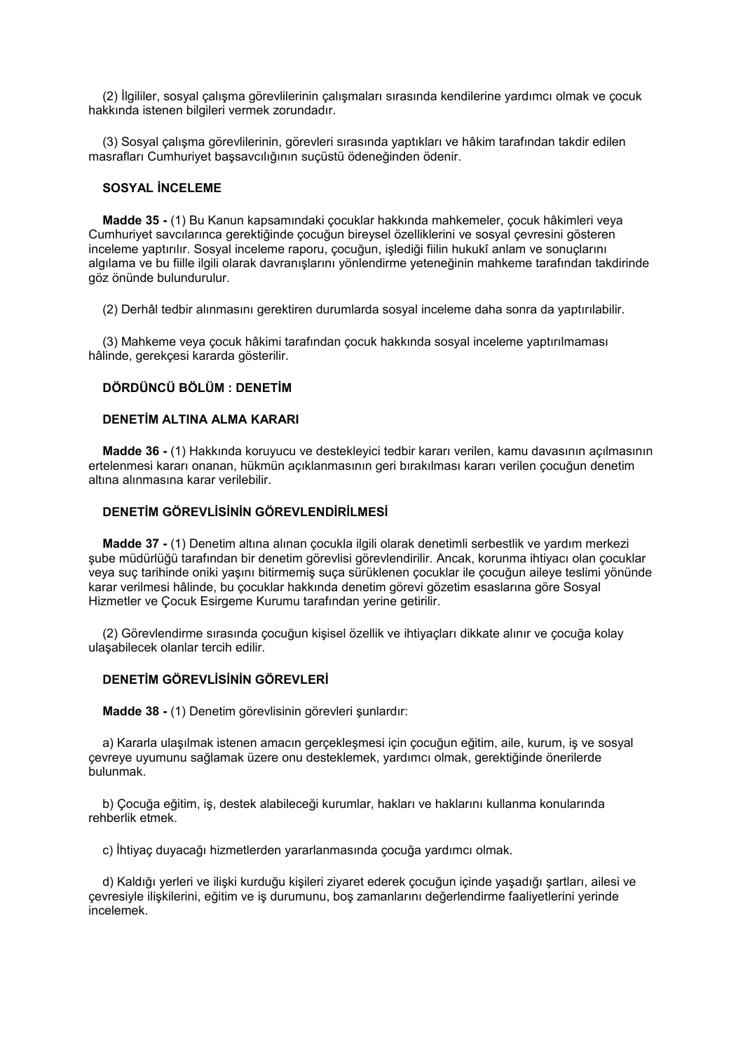(2) İlgililer, sosyal çalışma görevlilerinin çalışmaları sırasında kendilerine yardımcı olmak ve çocuk hakkında istenen bilgileri vermek zorundadır.

(3) Sosyal çalışma görevlilerinin, görevleri sırasında yaptıkları ve hâkim tarafından takdir edilen masrafları Cumhuriyet başsavcılığının suçüstü ödeneğinden ödenir.

**SOSYAL İNCELEME**

**Madde 35 -** (1) Bu Kanun kapsamındaki çocuklar hakkında mahkemeler, çocuk hâkimleri veya Cumhuriyet savcılarınca gerektiğinde çocuğun bireysel özelliklerini ve sosyal çevresini gösteren inceleme yaptırılır. Sosyal inceleme raporu, çocuğun, işlediği fiilin hukukî anlam ve sonuçlarını algılama ve bu fiille ilgili olarak davranışlarını yönlendirme yeteneğinin mahkeme tarafından takdirinde göz önünde bulundurulur.

(2) Derhâl tedbir alınmasını gerektiren durumlarda sosyal inceleme daha sonra da yaptırılabilir.

(3) Mahkeme veya çocuk hâkimi tarafından çocuk hakkında sosyal inceleme yaptırılmaması hâlinde, gerekçesi kararda gösterilir.

**DÖRDÜNCÜ BÖLÜM : DENETİM**

**DENETİM ALTINA ALMA KARARI**

**Madde 36 -** (1) Hakkında koruyucu ve destekleyici tedbir kararı verilen, kamu davasının açılmasının ertelenmesi kararı onanan, hükmün açıklanmasının geri bırakılması kararı verilen çocuğun denetim altına alınmasına karar verilebilir.

**DENETİM GÖREVLİSİNİN GÖREVLENDİRİLMESİ**

**Madde 37 -** (1) Denetim altına alınan çocukla ilgili olarak denetimli serbestlik ve yardım merkezi şube müdürlüğü tarafından bir denetim görevlisi görevlendirilir. Ancak, korunma ihtiyacı olan çocuklar veya suç tarihinde oniki yaşını bitirmemiş suça sürüklenen çocuklar ile çocuğun aileye teslimi yönünde karar verilmesi hâlinde, bu çocuklar hakkında denetim görevi gözetim esaslarına göre Sosyal Hizmetler ve Çocuk Esirgeme Kurumu tarafından yerine getirilir.

(2) Görevlendirme sırasında çocuğun kişisel özellik ve ihtiyaçları dikkate alınır ve çocuğa kolay ulaşabilecek olanlar tercih edilir.

**DENETİM GÖREVLİSİNİN GÖREVLERİ**

**Madde 38 -** (1) Denetim görevlisinin görevleri şunlardır:

a) Kararla ulaşılmak istenen amacın gerçekleşmesi için çocuğun eğitim, aile, kurum, iş ve sosyal çevreye uyumunu sağlamak üzere onu desteklemek, yardımcı olmak, gerektiğinde önerilerde bulunmak.

b) Çocuğa eğitim, iş, destek alabileceği kurumlar, hakları ve haklarını kullanma konularında rehberlik etmek.

c) İhtiyaç duyacağı hizmetlerden yararlanmasında çocuğa yardımcı olmak.

d) Kaldığı yerleri ve ilişki kurduğu kişileri ziyaret ederek çocuğun içinde yaşadığı şartları, ailesi ve çevresiyle ilişkilerini, eğitim ve iş durumunu, boş zamanlarını değerlendirme faaliyetlerini yerinde incelemek.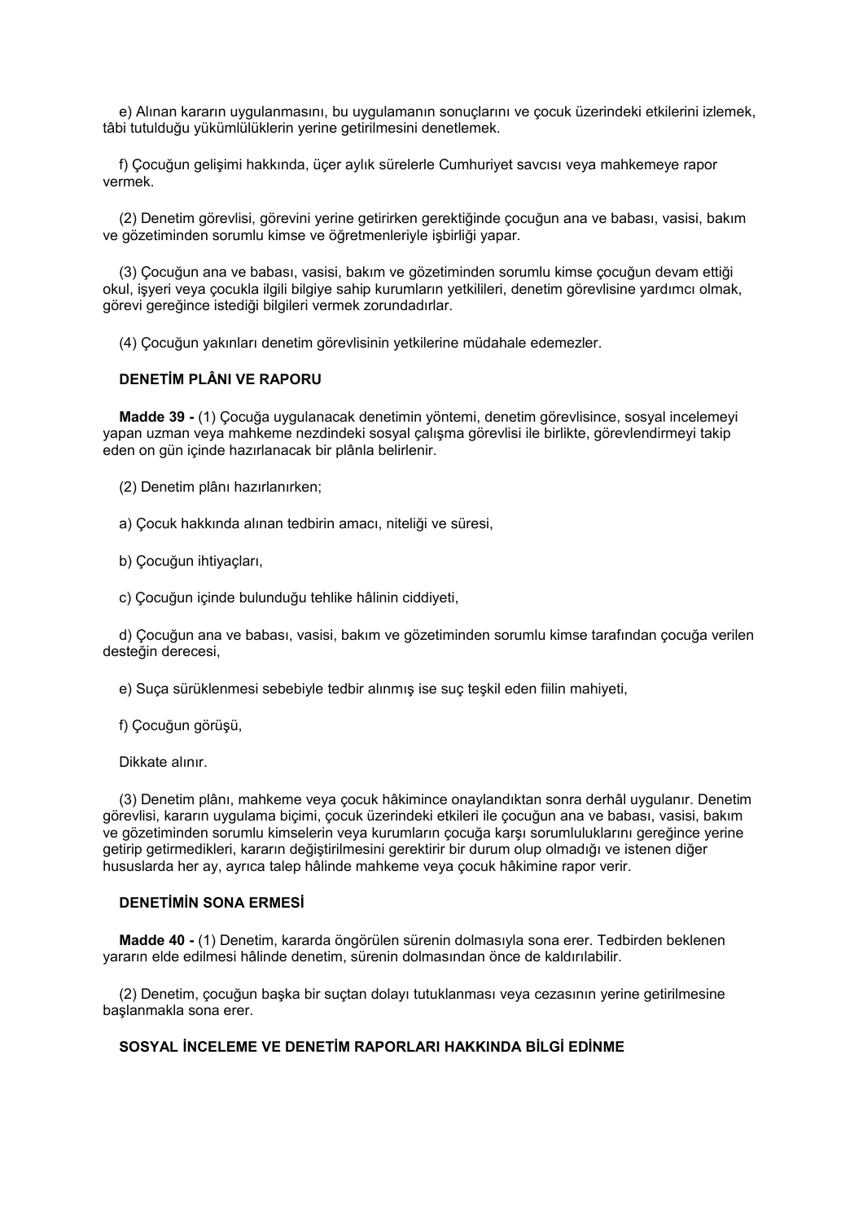e) Alınan kararın uygulanmasını, bu uygulamanın sonuçlarını ve çocuk üzerindeki etkilerini izlemek, tâbi tutulduğu yükümlülüklerin yerine getirilmesini denetlemek.

f) Çocuğun gelişimi hakkında, üçer aylık sürelerle Cumhuriyet savcısı veya mahkemeye rapor vermek.

(2) Denetim görevlisi, görevini yerine getirirken gerektiğinde çocuğun ana ve babası, vasisi, bakım ve gözetiminden sorumlu kimse ve öğretmenleriyle işbirliği yapar.

(3) Çocuğun ana ve babası, vasisi, bakım ve gözetiminden sorumlu kimse çocuğun devam ettiği okul, işyeri veya çocukla ilgili bilgiye sahip kurumların yetkilileri, denetim görevlisine yardımcı olmak, görevi gereğince istediği bilgileri vermek zorundadırlar.

(4) Çocuğun yakınları denetim görevlisinin yetkilerine müdahale edemezler.

**DENETİM PLÂNI VE RAPORU**

**Madde 39 -** (1) Çocuğa uygulanacak denetimin yöntemi, denetim görevlisince, sosyal incelemeyi yapan uzman veya mahkeme nezdindeki sosyal çalışma görevlisi ile birlikte, görevlendirmeyi takip eden on gün içinde hazırlanacak bir plânla belirlenir.

(2) Denetim plânı hazırlanırken;

a) Çocuk hakkında alınan tedbirin amacı, niteliği ve süresi,

b) Çocuğun ihtiyaçları,

c) Çocuğun içinde bulunduğu tehlike hâlinin ciddiyeti,

d) Çocuğun ana ve babası, vasisi, bakım ve gözetiminden sorumlu kimse tarafından çocuğa verilen desteğin derecesi,

e) Suça sürüklenmesi sebebiyle tedbir alınmış ise suç teşkil eden fiilin mahiyeti,

f) Çocuğun görüşü,

Dikkate alınır.

(3) Denetim plânı, mahkeme veya çocuk hâkimince onaylandıktan sonra derhâl uygulanır. Denetim görevlisi, kararın uygulama biçimi, çocuk üzerindeki etkileri ile çocuğun ana ve babası, vasisi, bakım ve gözetiminden sorumlu kimselerin veya kurumların çocuğa karşı sorumluluklarını gereğince yerine getirip getirmedikleri, kararın değiştirilmesini gerektirir bir durum olup olmadığı ve istenen diğer hususlarda her ay, ayrıca talep hâlinde mahkeme veya çocuk hâkimine rapor verir.

**DENETİMİN SONA ERMESİ**

**Madde 40 -** (1) Denetim, kararda öngörülen sürenin dolmasıyla sona erer. Tedbirden beklenen yararın elde edilmesi hâlinde denetim, sürenin dolmasından önce de kaldırılabilir.

(2) Denetim, çocuğun başka bir suçtan dolayı tutuklanması veya cezasının yerine getirilmesine başlanmakla sona erer.

**SOSYAL İNCELEME VE DENETİM RAPORLARI HAKKINDA BİLGİ EDİNME**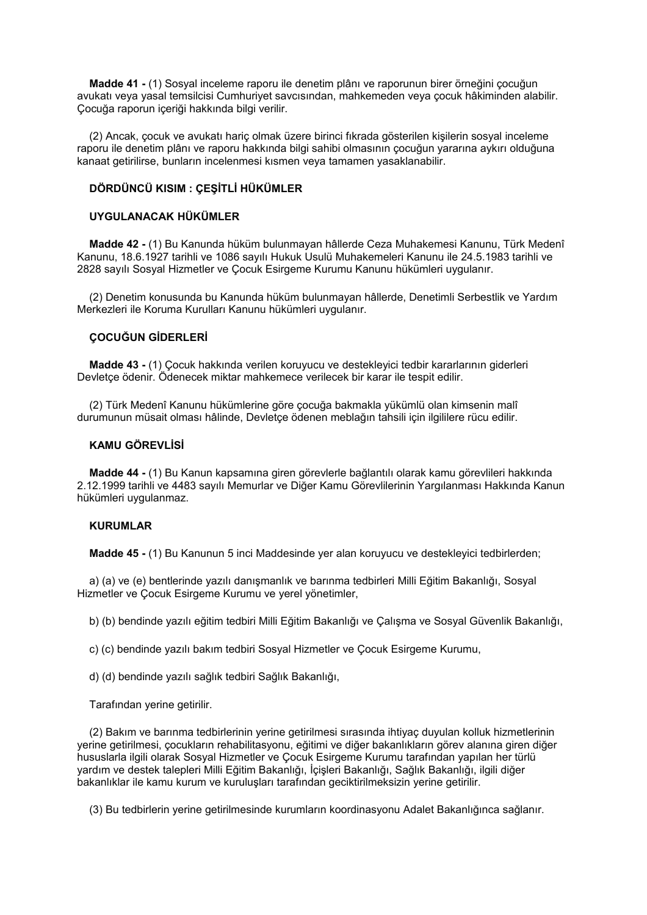**Madde 41 -** (1) Sosyal inceleme raporu ile denetim plânı ve raporunun birer örneğini çocuğun avukatı veya yasal temsilcisi Cumhuriyet savcısından, mahkemeden veya çocuk hâkiminden alabilir. Çocuğa raporun içeriği hakkında bilgi verilir.

(2) Ancak, çocuk ve avukatı hariç olmak üzere birinci fıkrada gösterilen kişilerin sosyal inceleme raporu ile denetim plânı ve raporu hakkında bilgi sahibi olmasının çocuğun yararına aykırı olduğuna kanaat getirilirse, bunların incelenmesi kısmen veya tamamen yasaklanabilir.

## DÖRDÜNCÜ KISIM : ÇEŞİTLİ HÜKÜMLER

### UYGULANACAK HÜKÜMLER

**Madde 42 -** (1) Bu Kanunda hüküm bulunmayan hâllerde Ceza Muhakemesi Kanunu, Türk Medenî Kanunu, 18.6.1927 tarihli ve 1086 sayılı Hukuk Usulü Muhakemeleri Kanunu ile 24.5.1983 tarihli ve 2828 sayılı Sosyal Hizmetler ve Çocuk Esirgeme Kurumu Kanunu hükümleri uygulanır.

(2) Denetim konusunda bu Kanunda hüküm bulunmayan hâllerde, Denetimli Serbestlik ve Yardım Merkezleri ile Koruma Kurulları Kanunu hükümleri uygulanır.

### ÇOCUĞUN GİDERLERİ

**Madde 43 -** (1) Çocuk hakkında verilen koruyucu ve destekleyici tedbir kararlarının giderleri Devletçe ödenir. Ödenecek miktar mahkemece verilecek bir karar ile tespit edilir.

(2) Türk Medenî Kanunu hükümlerine göre çocuğa bakmakla yükümlü olan kimsenin malî durumunun müsait olması hâlinde, Devletçe ödenen meblağın tahsili için ilgililere rücu edilir.

### KAMU GÖREVLİSİ

**Madde 44 -** (1) Bu Kanun kapsamına giren görevlerle bağlantılı olarak kamu görevlileri hakkında 2.12.1999 tarihli ve 4483 sayılı Memurlar ve Diğer Kamu Görevlilerinin Yargılanması Hakkında Kanun hükümleri uygulanmaz.

### KURUMLAR

**Madde 45 -** (1) Bu Kanunun 5 inci Maddesinde yer alan koruyucu ve destekleyici tedbirlerden;

a) (a) ve (e) bentlerinde yazılı danışmanlık ve barınma tedbirleri Milli Eğitim Bakanlığı, Sosyal Hizmetler ve Çocuk Esirgeme Kurumu ve yerel yönetimler,

b) (b) bendinde yazılı eğitim tedbiri Milli Eğitim Bakanlığı ve Çalışma ve Sosyal Güvenlik Bakanlığı,

c) (c) bendinde yazılı bakım tedbiri Sosyal Hizmetler ve Çocuk Esirgeme Kurumu,

d) (d) bendinde yazılı sağlık tedbiri Sağlık Bakanlığı,

Tarafından yerine getirilir.

(2) Bakım ve barınma tedbirlerinin yerine getirilmesi sırasında ihtiyaç duyulan kolluk hizmetlerinin yerine getirilmesi, çocukların rehabilitasyonu, eğitimi ve diğer bakanlıkların görev alanına giren diğer hususlarla ilgili olarak Sosyal Hizmetler ve Çocuk Esirgeme Kurumu tarafından yapılan her türlü yardım ve destek talepleri Milli Eğitim Bakanlığı, İçişleri Bakanlığı, Sağlık Bakanlığı, ilgili diğer bakanlıklar ile kamu kurum ve kuruluşları tarafından geciktirilmeksizin yerine getirilir.

(3) Bu tedbirlerin yerine getirilmesinde kurumların koordinasyonu Adalet Bakanlığınca sağlanır.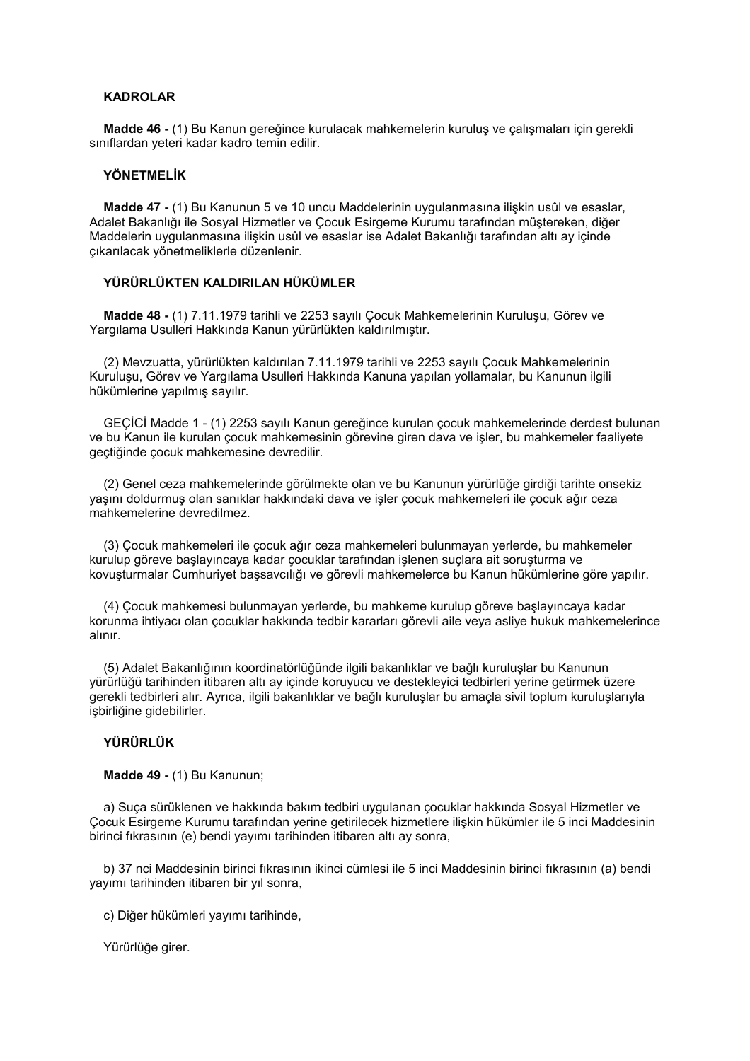**KADROLAR**

**Madde 46 -** (1) Bu Kanun gereğince kurulacak mahkemelerin kuruluş ve çalışmaları için gerekli sınıflardan yeteri kadar kadro temin edilir.

**YÖNETMELİK**

**Madde 47 -** (1) Bu Kanunun 5 ve 10 uncu Maddelerinin uygulanmasına ilişkin usûl ve esaslar, Adalet Bakanlığı ile Sosyal Hizmetler ve Çocuk Esirgeme Kurumu tarafından müştereken, diğer Maddelerin uygulanmasına ilişkin usûl ve esaslar ise Adalet Bakanlığı tarafından altı ay içinde çıkarılacak yönetmeliklerle düzenlenir.

**YÜRÜRLÜKTEN KALDIRILAN HÜKÜMLER**

**Madde 48 -** (1) 7.11.1979 tarihli ve 2253 sayılı Çocuk Mahkemelerinin Kuruluşu, Görev ve Yargılama Usulleri Hakkında Kanun yürürlükten kaldırılmıştır.

(2) Mevzuatta, yürürlükten kaldırılan 7.11.1979 tarihli ve 2253 sayılı Çocuk Mahkemelerinin Kuruluşu, Görev ve Yargılama Usulleri Hakkında Kanuna yapılan yollamalar, bu Kanunun ilgili hükümlerine yapılmış sayılır.

GEÇİCİ Madde 1 - (1) 2253 sayılı Kanun gereğince kurulan çocuk mahkemelerinde derdest bulunan ve bu Kanun ile kurulan çocuk mahkemesinin görevine giren dava ve işler, bu mahkemeler faaliyete geçtiğinde çocuk mahkemesine devredilir.

(2) Genel ceza mahkemelerinde görülmekte olan ve bu Kanunun yürürlüğe girdiği tarihte onsekiz yaşını doldurmuş olan sanıklar hakkındaki dava ve işler çocuk mahkemeleri ile çocuk ağır ceza mahkemelerine devredilmez.

(3) Çocuk mahkemeleri ile çocuk ağır ceza mahkemeleri bulunmayan yerlerde, bu mahkemeler kurulup göreve başlayıncaya kadar çocuklar tarafından işlenen suçlara ait soruşturma ve kovuşturmalar Cumhuriyet başsavcılığı ve görevli mahkemelerce bu Kanun hükümlerine göre yapılır.

(4) Çocuk mahkemesi bulunmayan yerlerde, bu mahkeme kurulup göreve başlayıncaya kadar korunma ihtiyacı olan çocuklar hakkında tedbir kararları görevli aile veya asliye hukuk mahkemelerince alınır.

(5) Adalet Bakanlığının koordinatörlüğünde ilgili bakanlıklar ve bağlı kuruluşlar bu Kanunun yürürlüğü tarihinden itibaren altı ay içinde koruyucu ve destekleyici tedbirleri yerine getirmek üzere gerekli tedbirleri alır. Ayrıca, ilgili bakanlıklar ve bağlı kuruluşlar bu amaçla sivil toplum kuruluşlarıyla işbirliğine gidebilirler.

**YÜRÜRLÜK**

**Madde 49 -** (1) Bu Kanunun;

a) Suça sürüklenen ve hakkında bakım tedbiri uygulanan çocuklar hakkında Sosyal Hizmetler ve Çocuk Esirgeme Kurumu tarafından yerine getirilecek hizmetlere ilişkin hükümler ile 5 inci Maddesinin birinci fıkrasının (e) bendi yayımı tarihinden itibaren altı ay sonra,

b) 37 nci Maddesinin birinci fıkrasının ikinci cümlesi ile 5 inci Maddesinin birinci fıkrasının (a) bendi yayımı tarihinden itibaren bir yıl sonra,

c) Diğer hükümleri yayımı tarihinde,

Yürürlüğe girer.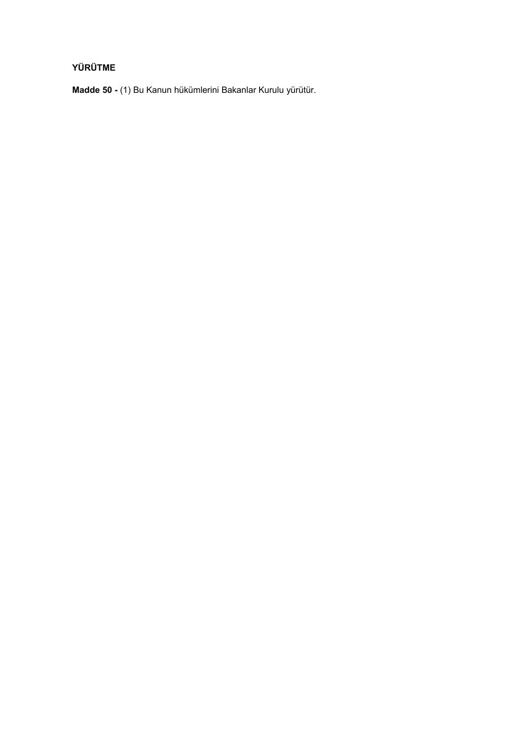**YÜRÜTME**

**Madde 50 -** (1) Bu Kanun hükümlerini Bakanlar Kurulu yürütür.